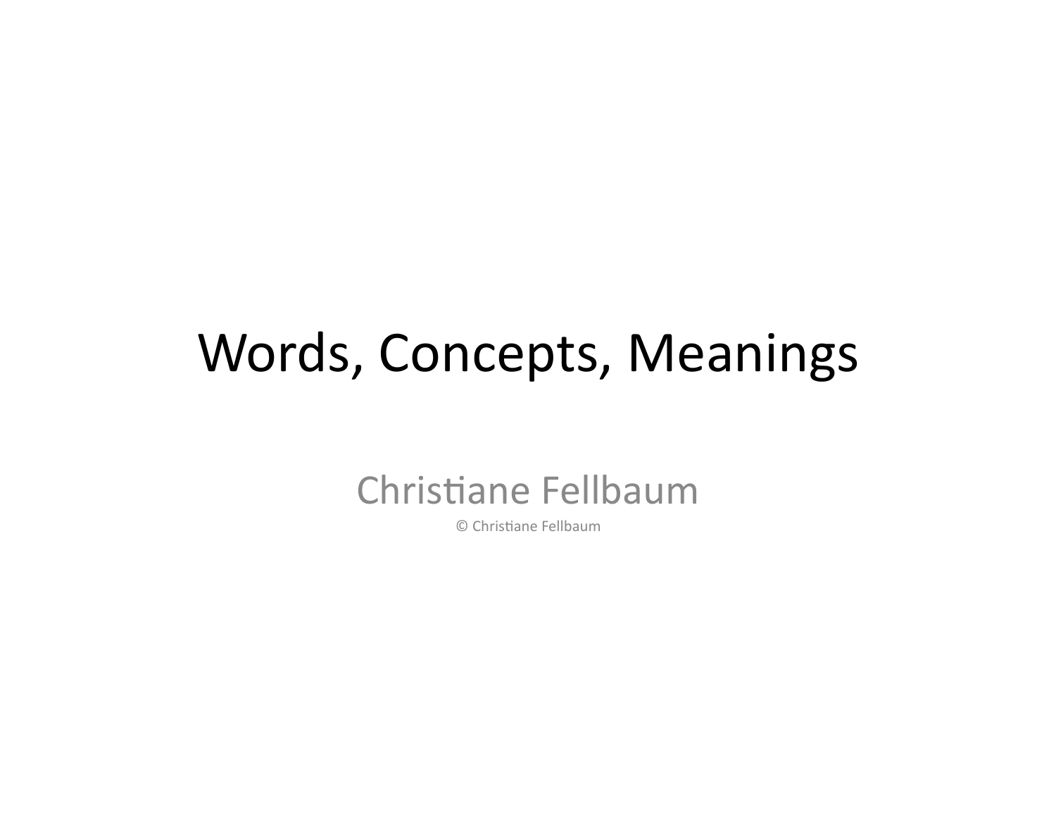# Words, Concepts, Meanings

Christiane Fellbaum

© Christiane Fellbaum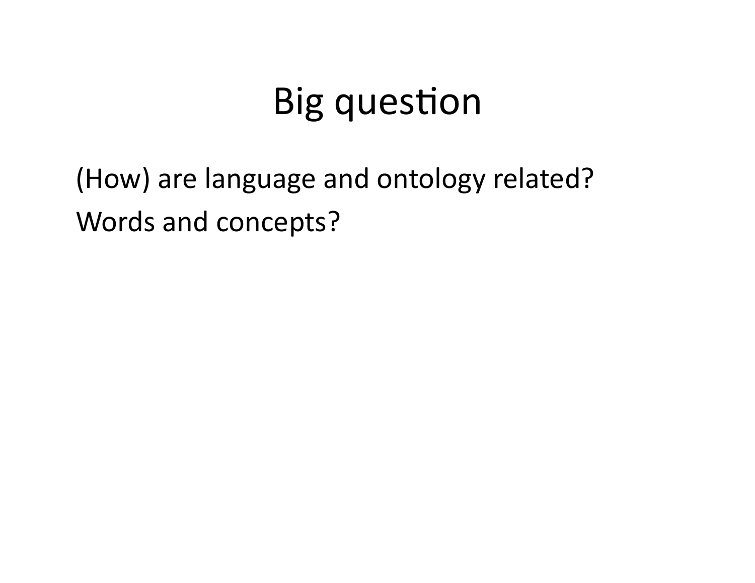# Big question

(How) are language and ontology related?

Words and concepts?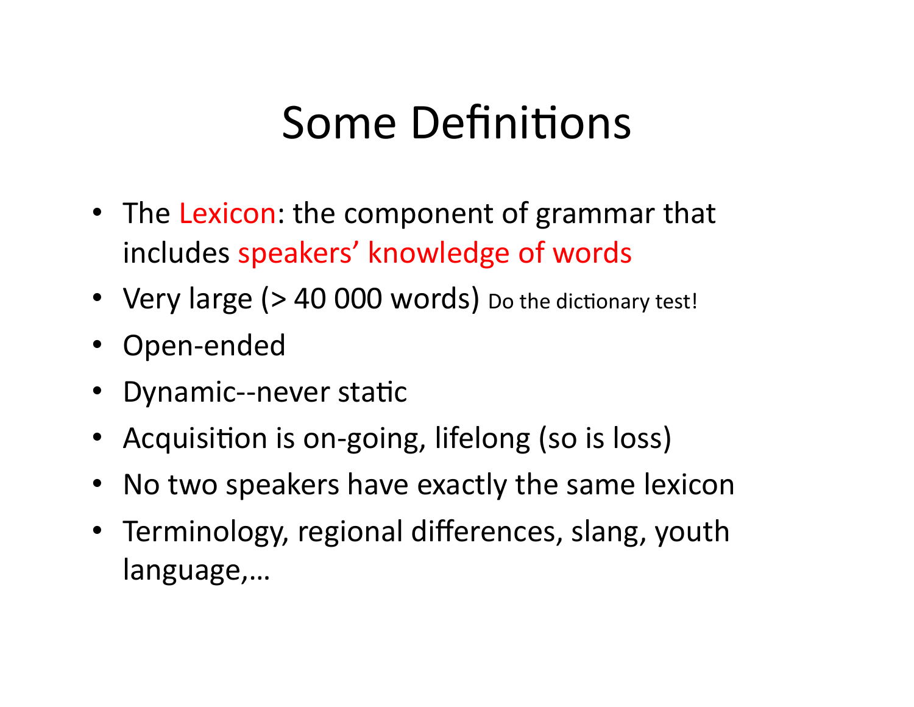# Some Definitions

- The Lexicon: the component of grammar that includes speakers' knowledge of words
- Very large (> 40 000 words) Do the dictionary test!
- Open-ended
- Dynamic--never static
- Acquisition is on-going, lifelong (so is loss)
- No two speakers have exactly the same lexicon
- Terminology, regional differences, slang, youth language,…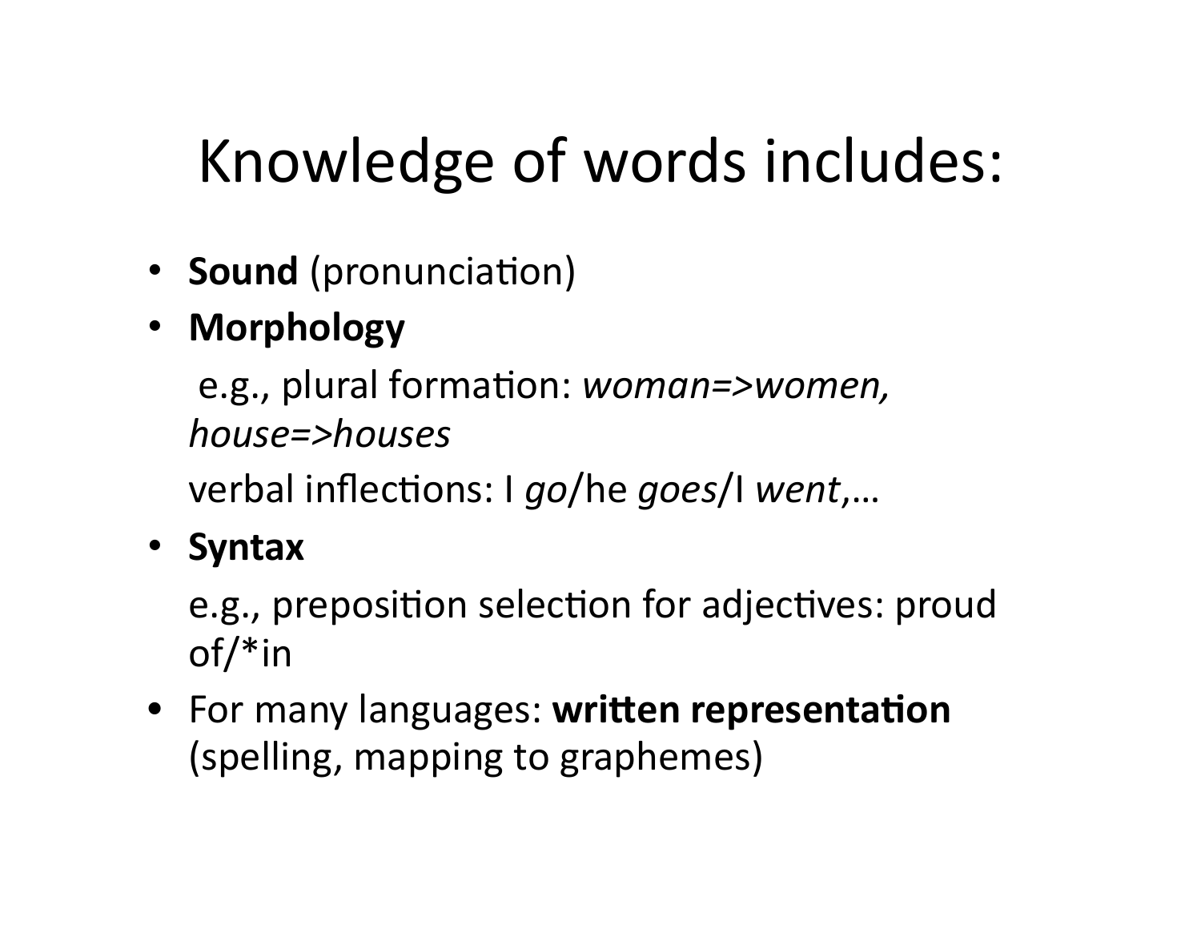# Knowledge of words includes:

- **Sound** (pronunciation)
- **Morphology**

  e.g., plural formation: *woman=>women, house=>houses*

  verbal inflections: I *go*/he *goes*/I *went*,…
- **Syntax**

  e.g., preposition selection for adjectives: proud of/*in
- For many languages: **written representation** (spelling, mapping to graphemes)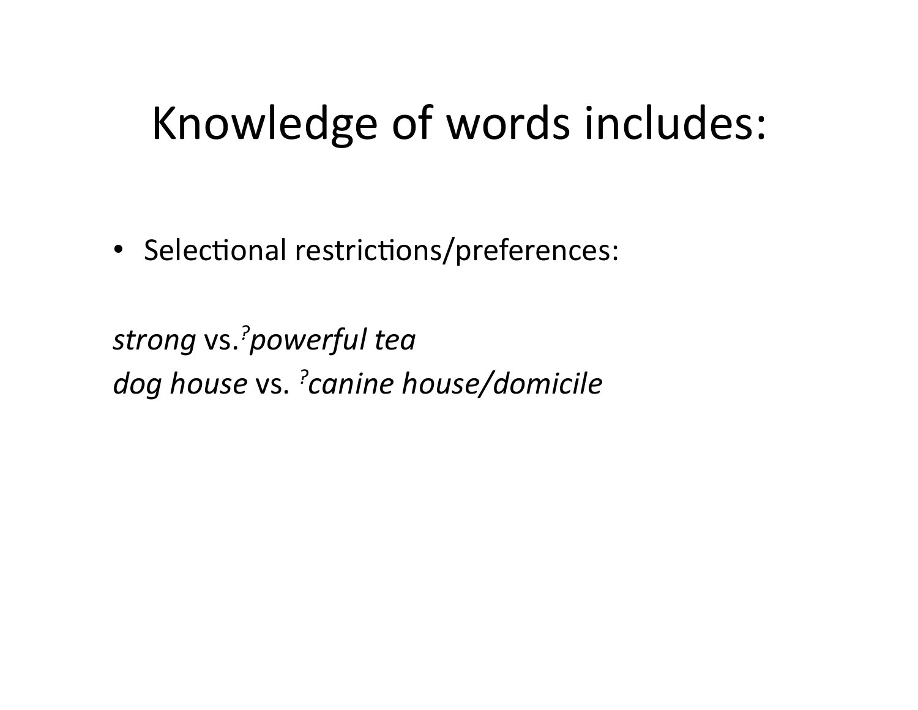# Knowledge of words includes:

- Selectional restrictions/preferences:

*strong* vs.<sup>?</sup>*powerful tea*
*dog house* vs. <sup>?</sup>*canine house/domicile*

# Knowledge of words includes:

- Selectional restrictions/preferences:

*strong* vs.$^{?}$*powerful tea*
*dog house* vs. $^{?}$*canine house/domicile*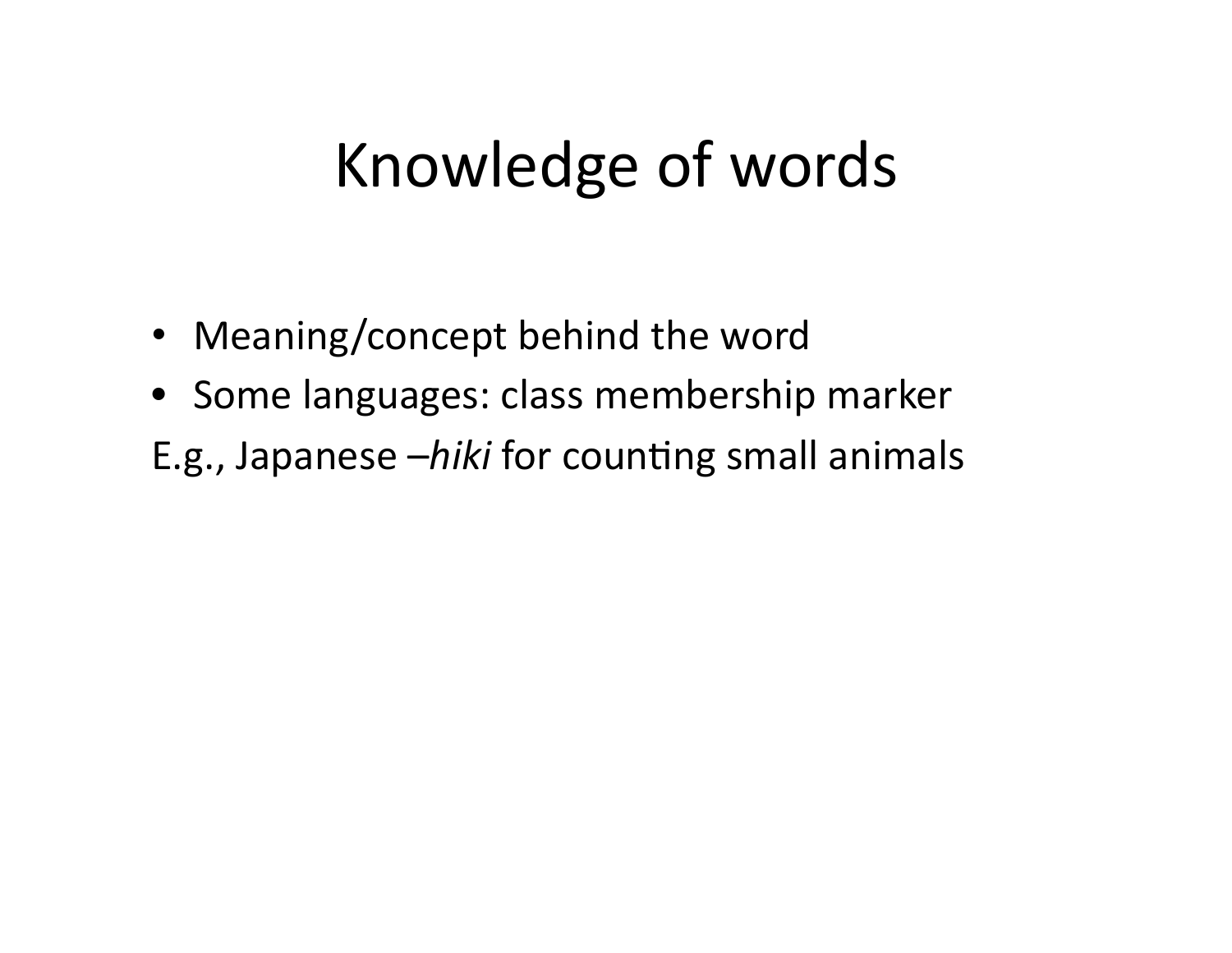# Knowledge of words

- Meaning/concept behind the word
- Some languages: class membership marker

E.g., Japanese –*hiki* for counting small animals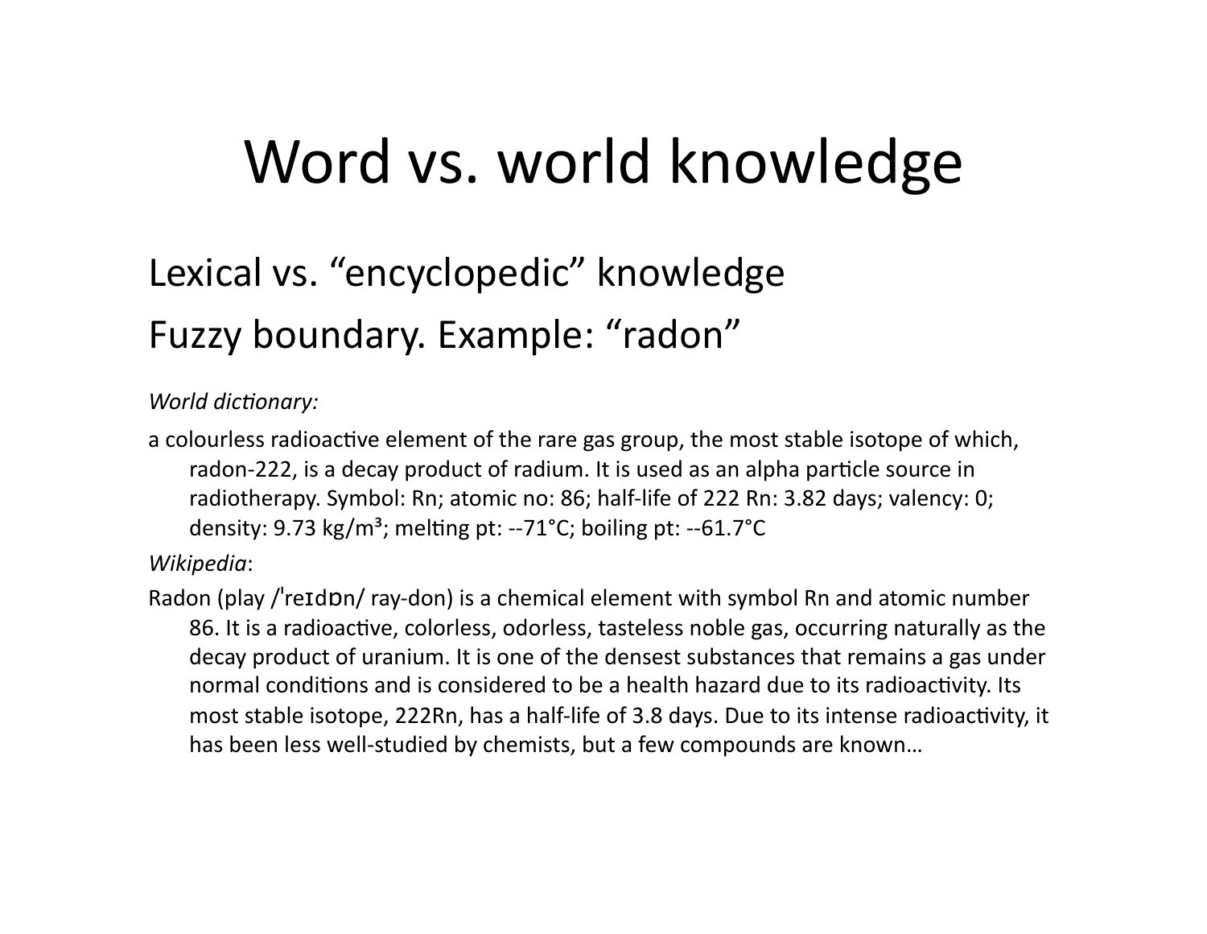# Word vs. world knowledge

Lexical vs. "encyclopedic" knowledge

Fuzzy boundary. Example: "radon"

*World dictionary:*

a colourless radioactive element of the rare gas group, the most stable isotope of which, radon-222, is a decay product of radium. It is used as an alpha particle source in radiotherapy. Symbol: Rn; atomic no: 86; half-life of 222 Rn: 3.82 days; valency: 0; density: 9.73 kg/m³; melting pt: --71°C; boiling pt: --61.7°C

*Wikipedia*:

Radon (play /ˈreɪdɒn/ ray-don) is a chemical element with symbol Rn and atomic number 86. It is a radioactive, colorless, odorless, tasteless noble gas, occurring naturally as the decay product of uranium. It is one of the densest substances that remains a gas under normal conditions and is considered to be a health hazard due to its radioactivity. Its most stable isotope, 222Rn, has a half-life of 3.8 days. Due to its intense radioactivity, it has been less well-studied by chemists, but a few compounds are known…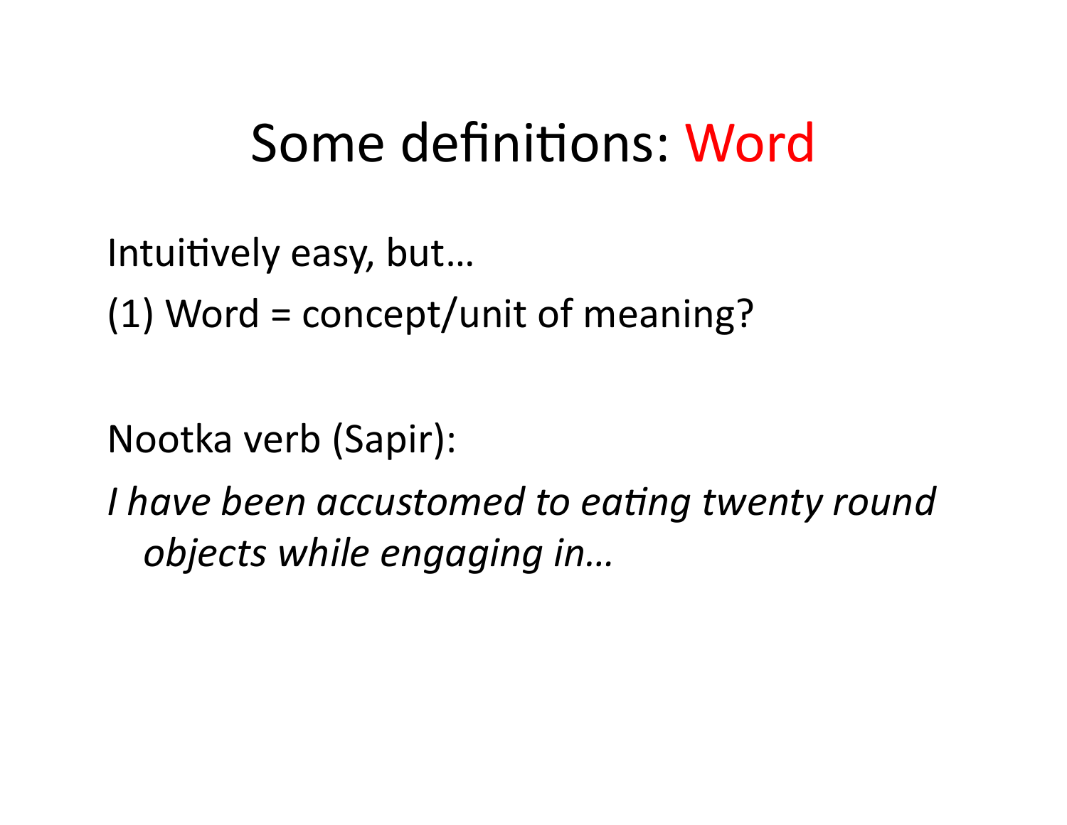# Some definitions: Word

Intuitively easy, but…

(1) Word = concept/unit of meaning?

Nootka verb (Sapir):

*I have been accustomed to eating twenty round objects while engaging in…*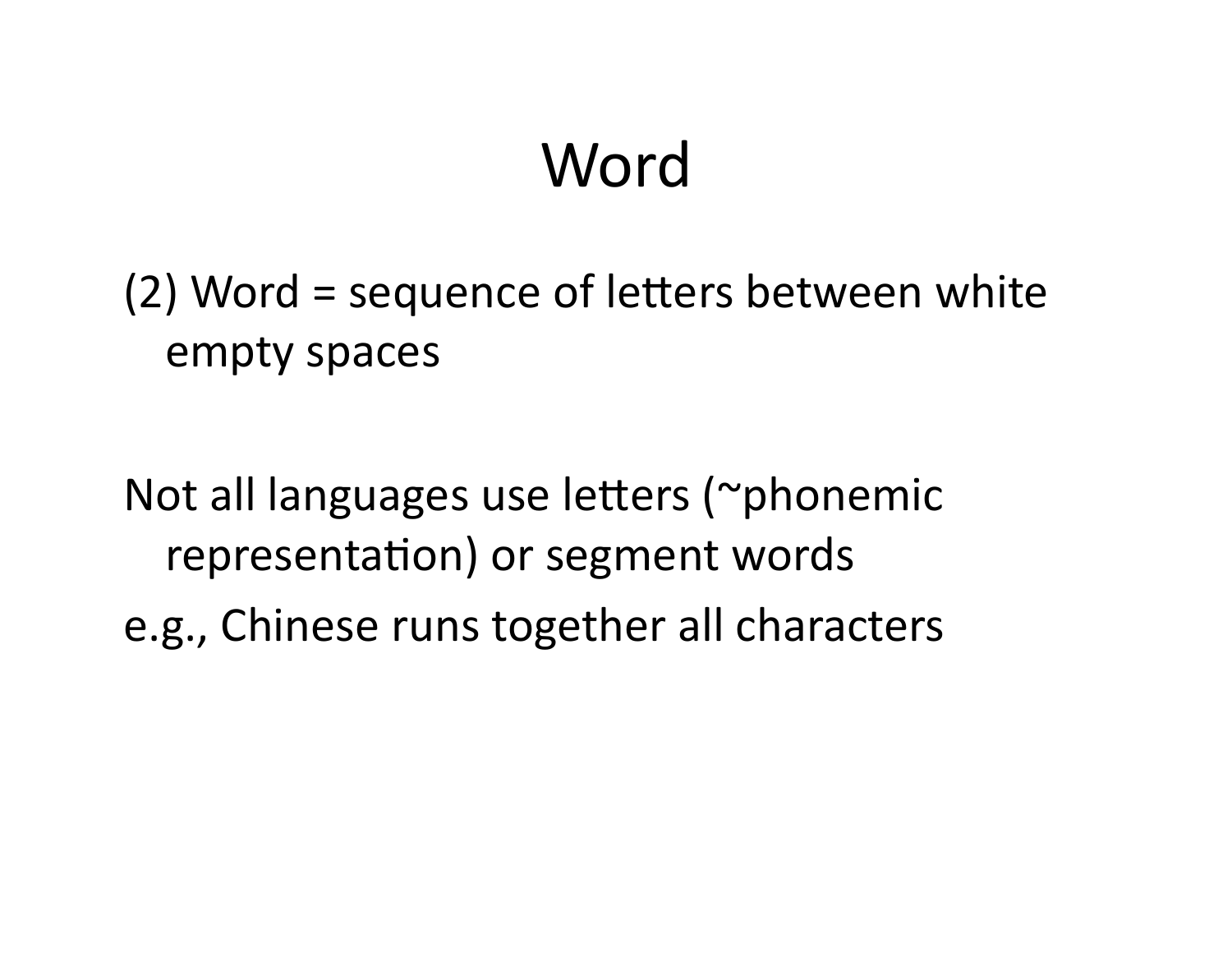# Word

(2) Word = sequence of letters between white empty spaces

Not all languages use letters (~phonemic representation) or segment words

e.g., Chinese runs together all characters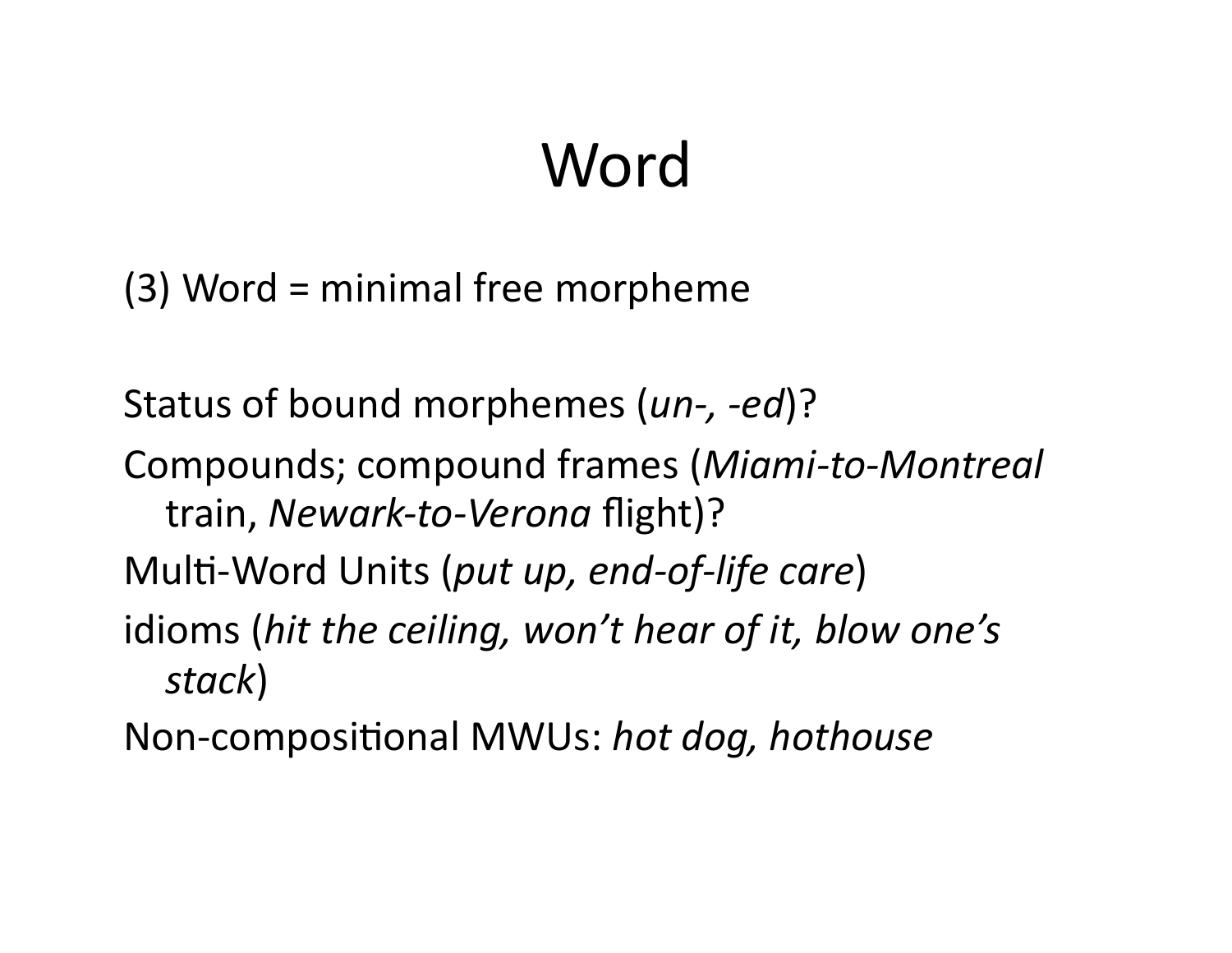# Word

(3) Word = minimal free morpheme

Status of bound morphemes (*un-, -ed*)?

Compounds; compound frames (*Miami-to-Montreal* train, *Newark-to-Verona* flight)?

Multi-Word Units (*put up, end-of-life care*)

idioms (*hit the ceiling, won't hear of it, blow one's stack*)

Non-compositional MWUs: *hot dog, hothouse*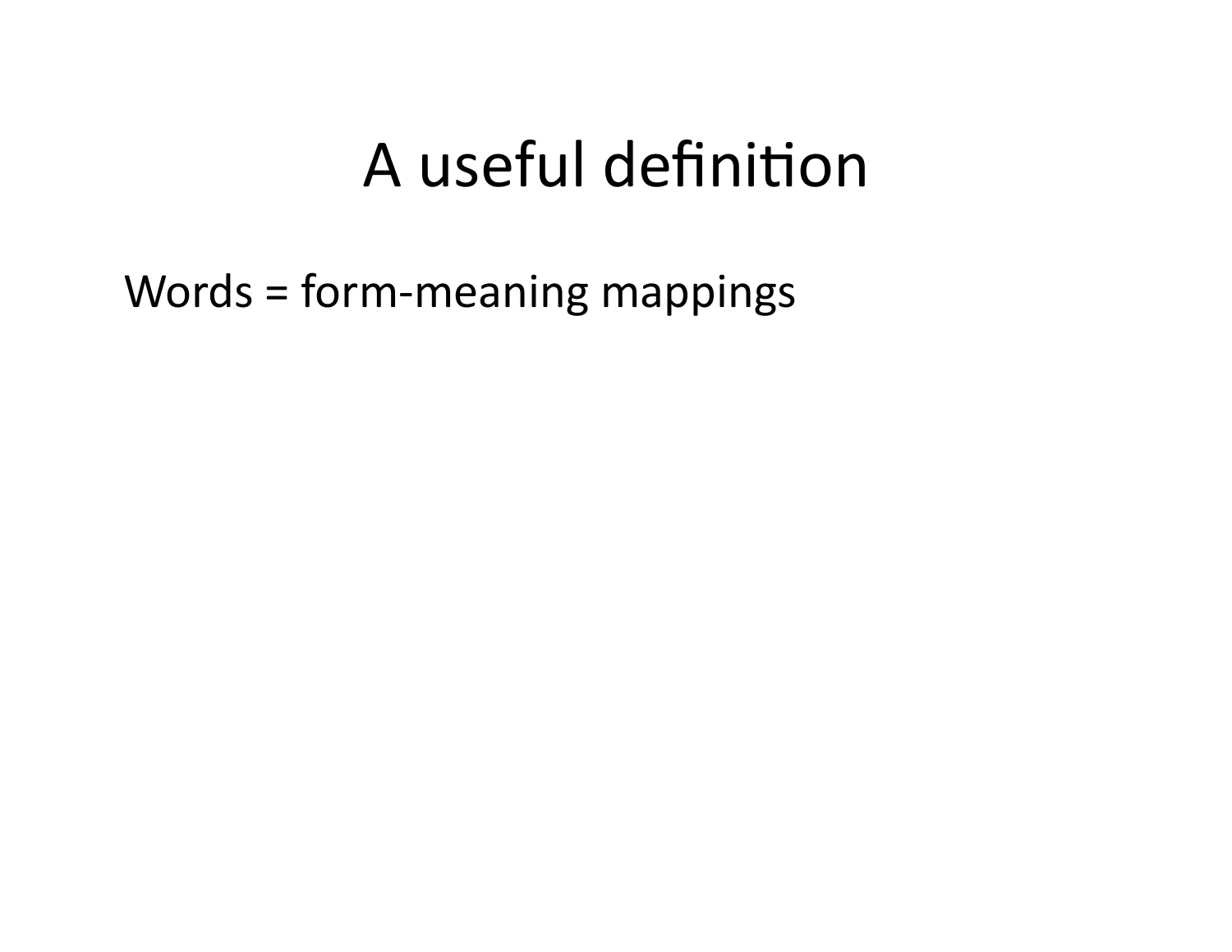# A useful definition

Words = form-meaning mappings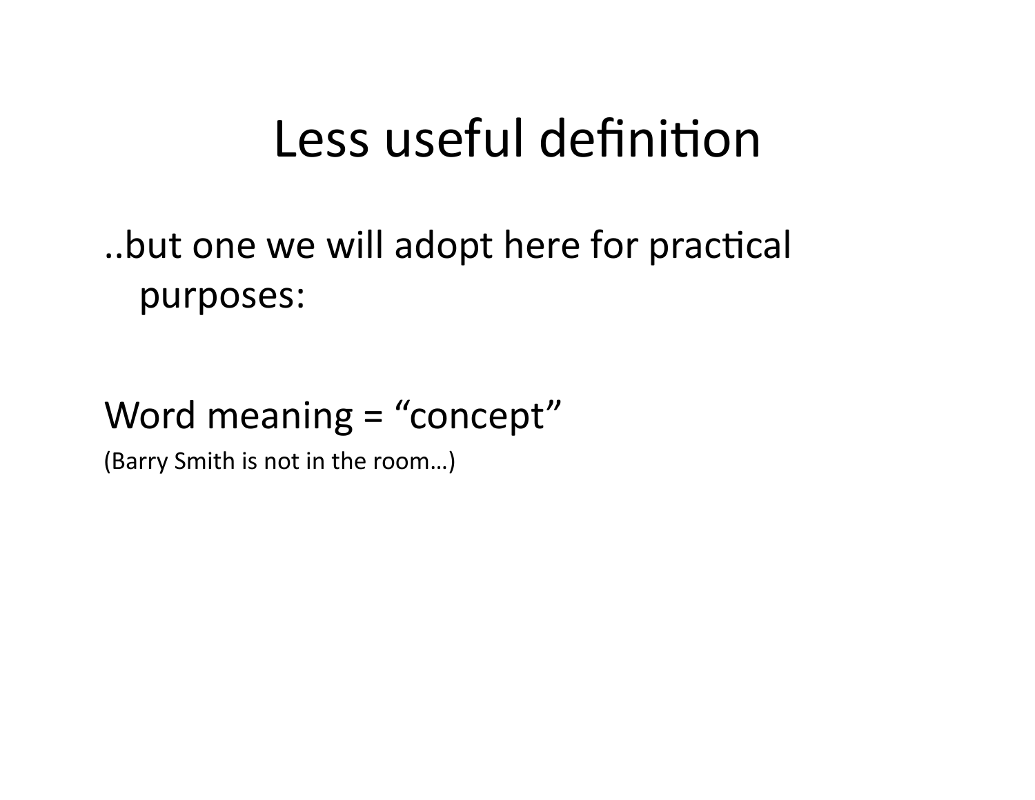# Less useful definition

..but one we will adopt here for practical purposes:

Word meaning = "concept"

(Barry Smith is not in the room…)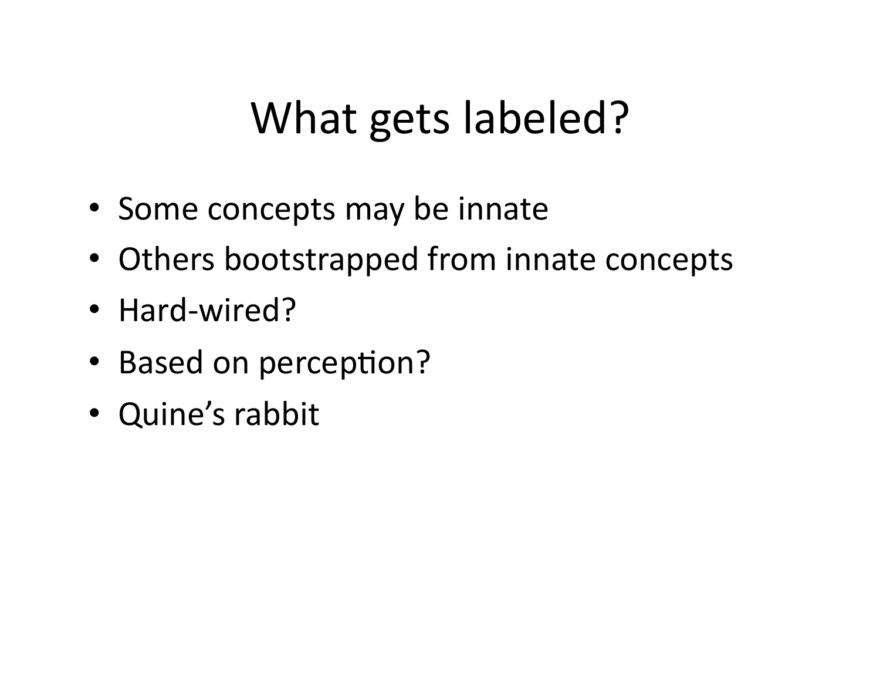# What gets labeled?

- Some concepts may be innate
- Others bootstrapped from innate concepts
- Hard-wired?
- Based on perception?
- Quine's rabbit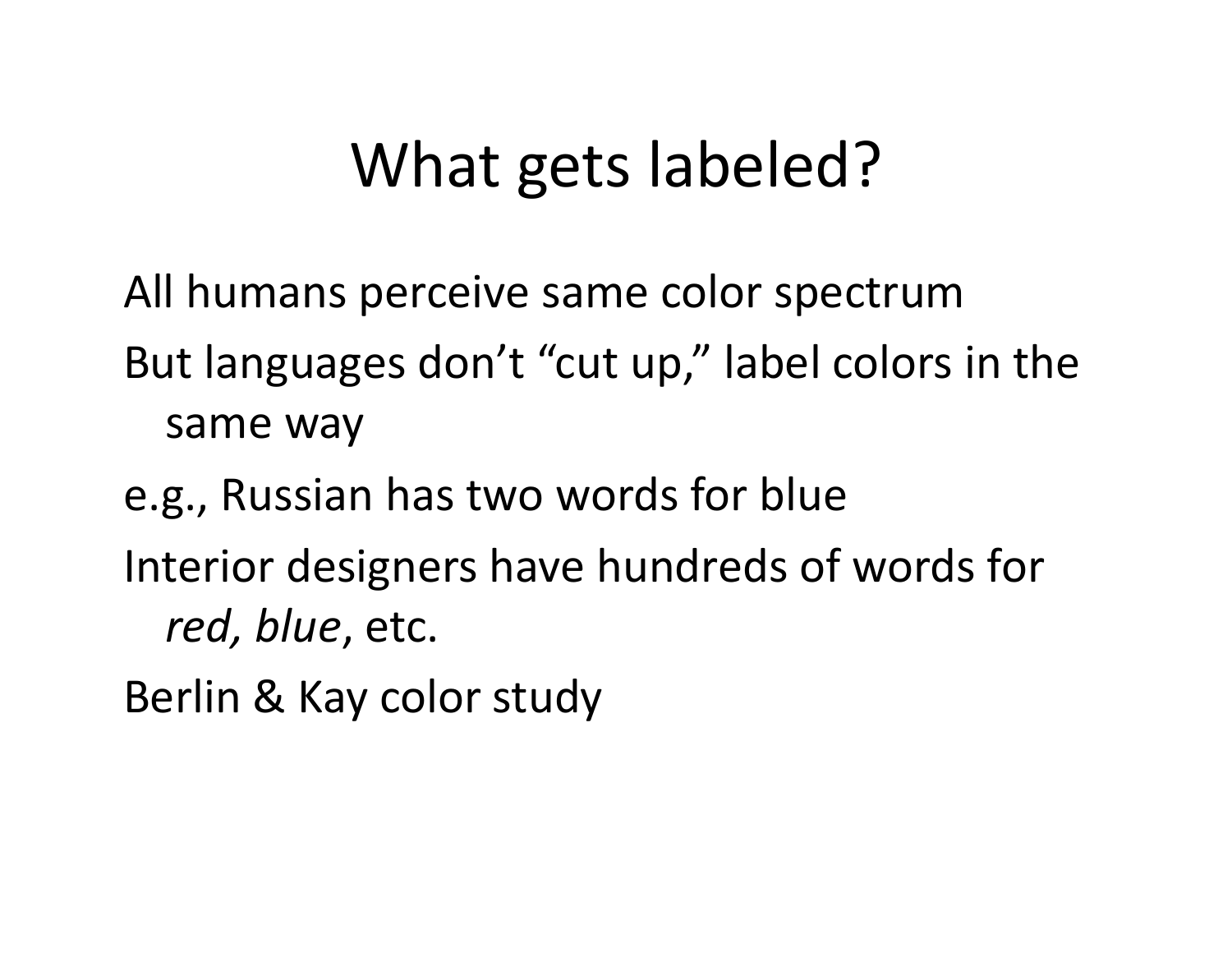# What gets labeled?

All humans perceive same color spectrum

But languages don't "cut up," label colors in the same way

e.g., Russian has two words for blue

Interior designers have hundreds of words for *red, blue*, etc.

Berlin & Kay color study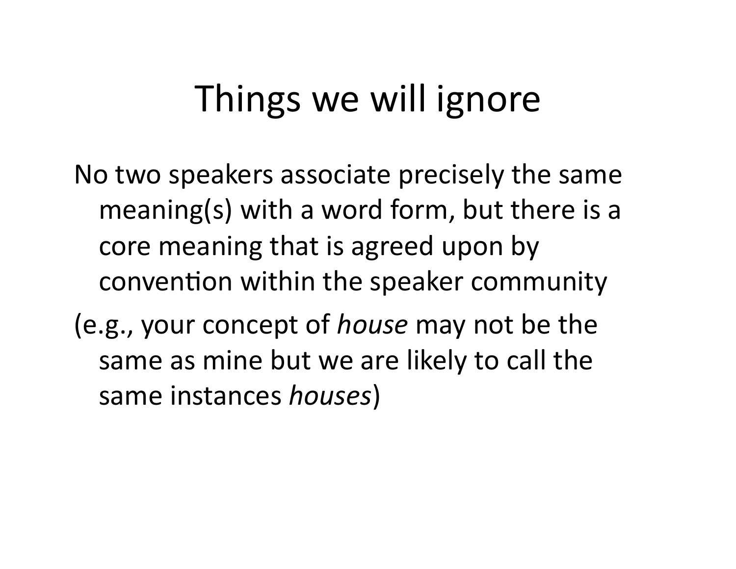# Things we will ignore

No two speakers associate precisely the same meaning(s) with a word form, but there is a core meaning that is agreed upon by convention within the speaker community

(e.g., your concept of *house* may not be the same as mine but we are likely to call the same instances *houses*)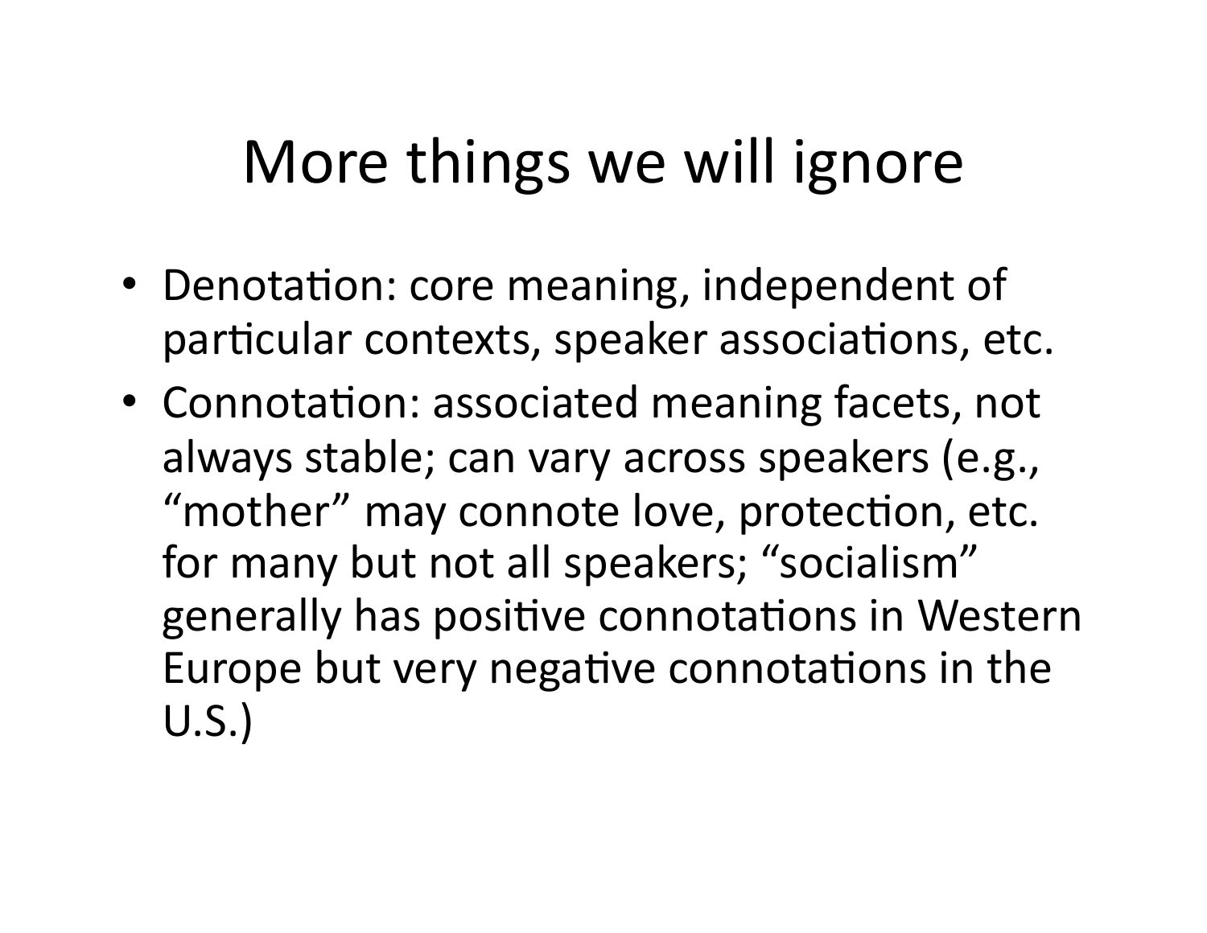# More things we will ignore

- Denotation: core meaning, independent of particular contexts, speaker associations, etc.
- Connotation: associated meaning facets, not always stable; can vary across speakers (e.g., "mother" may connote love, protection, etc. for many but not all speakers; "socialism" generally has positive connotations in Western Europe but very negative connotations in the U.S.)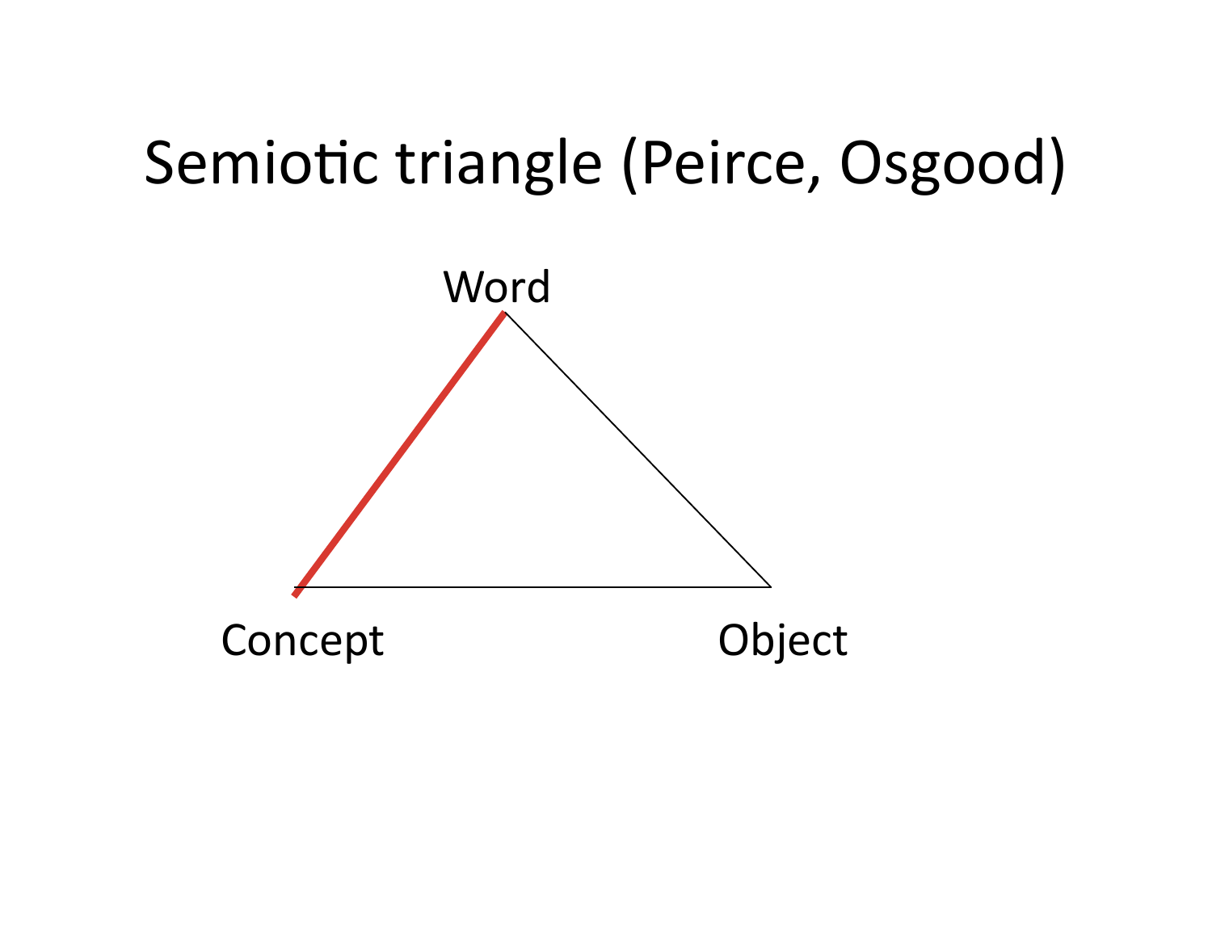# Semiotic triangle (Peirce, Osgood)

Word

Concept

Object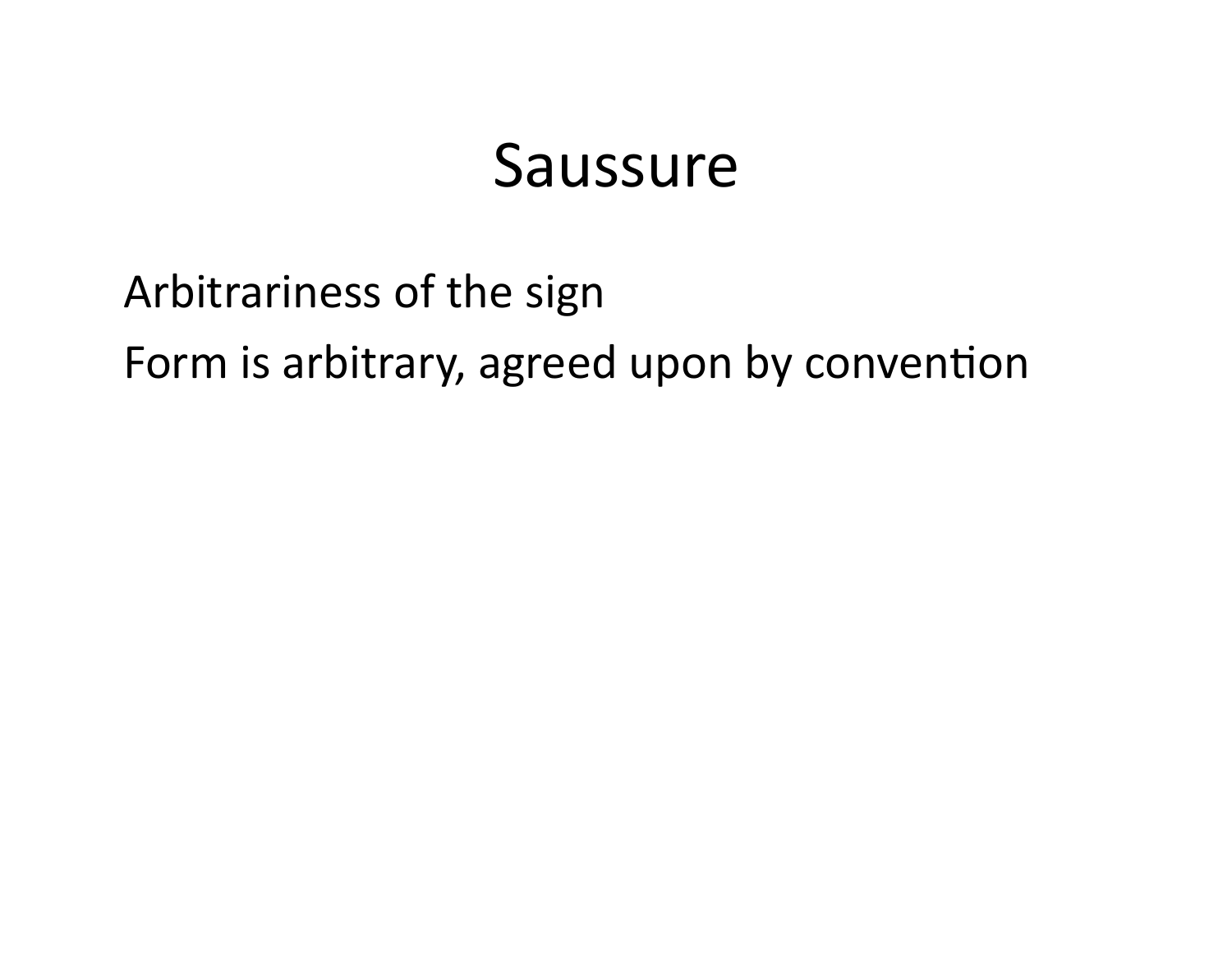# Saussure

Arbitrariness of the sign

Form is arbitrary, agreed upon by convention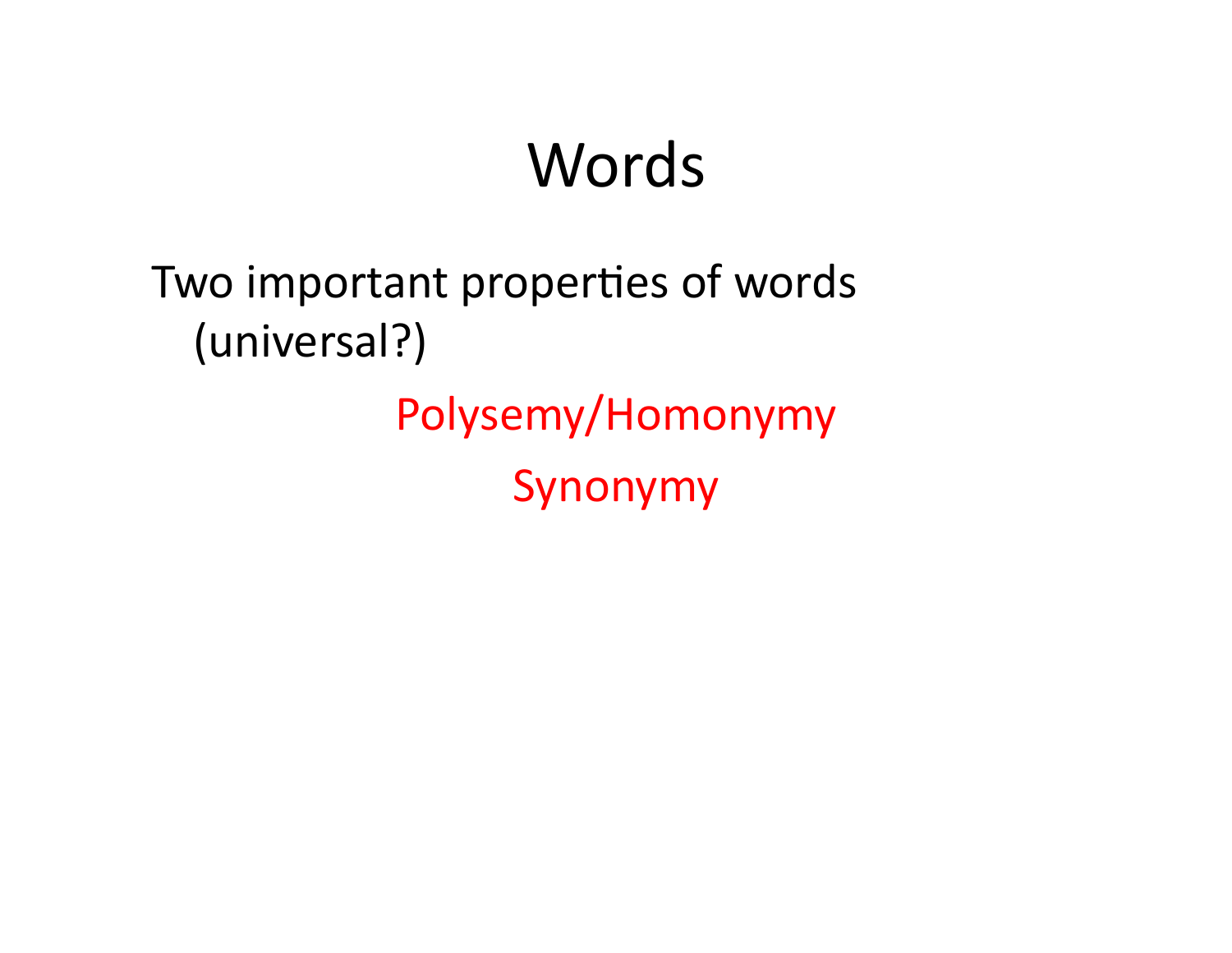# Words

Two important properties of words (universal?)

Polysemy/Homonymy

Synonymy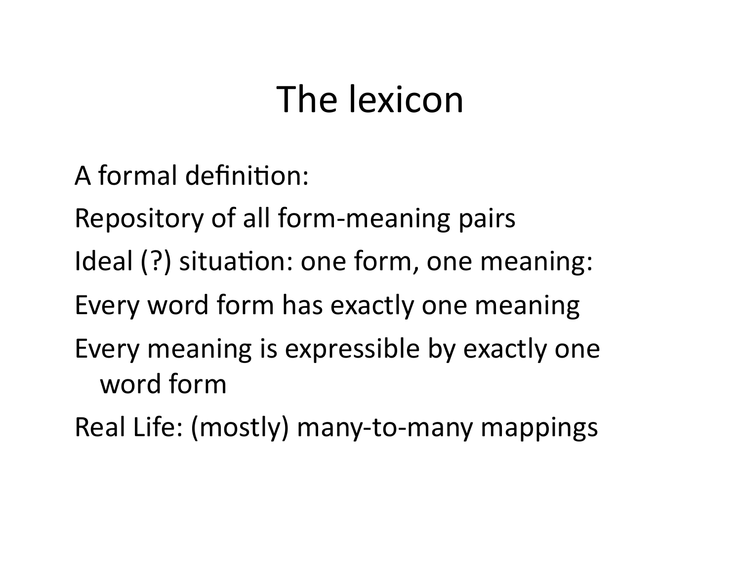# The lexicon

A formal definition:

Repository of all form-meaning pairs

Ideal (?) situation: one form, one meaning:

Every word form has exactly one meaning

Every meaning is expressible by exactly one word form

Real Life: (mostly) many-to-many mappings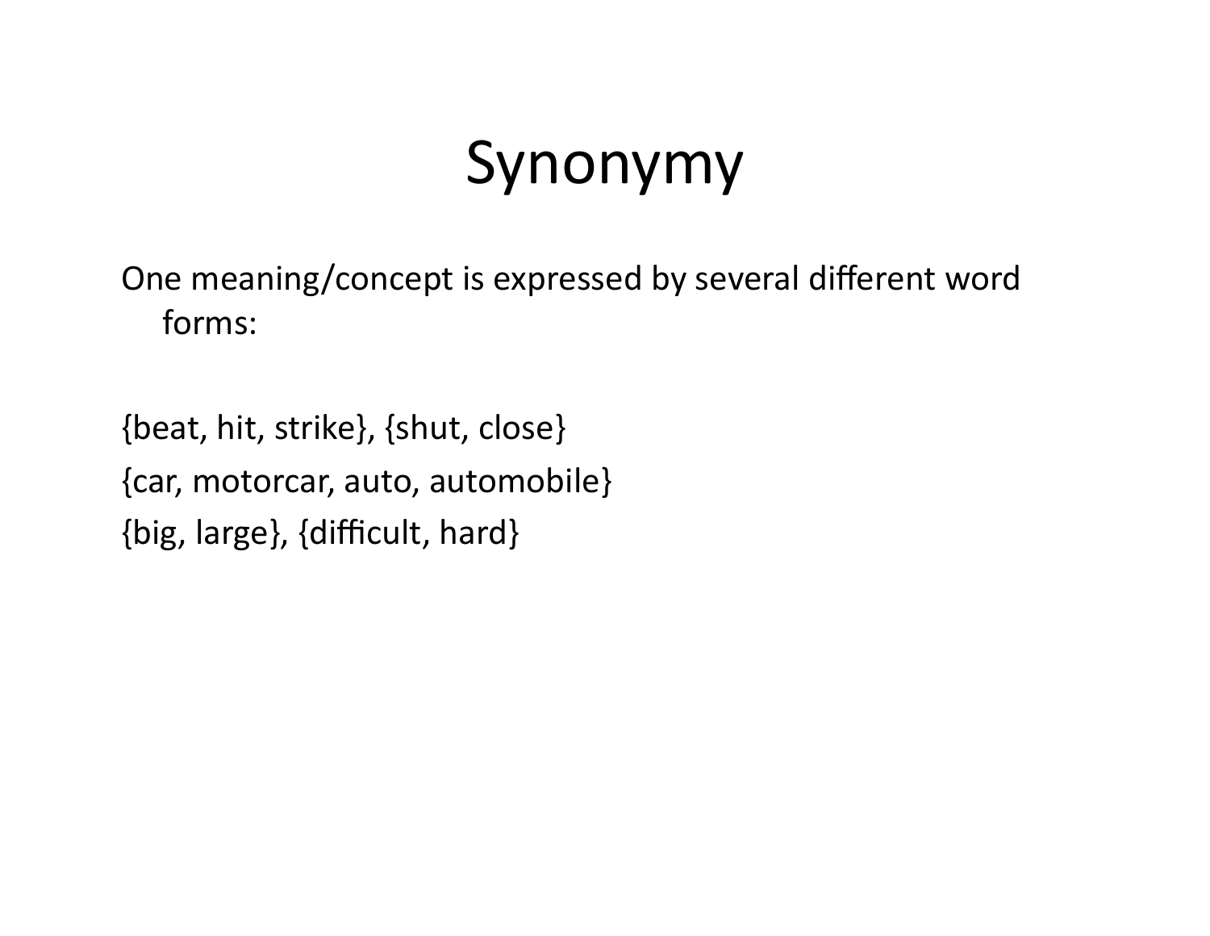# Synonymy

One meaning/concept is expressed by several different word forms:

{beat, hit, strike}, {shut, close}

{car, motorcar, auto, automobile}

{big, large}, {difficult, hard}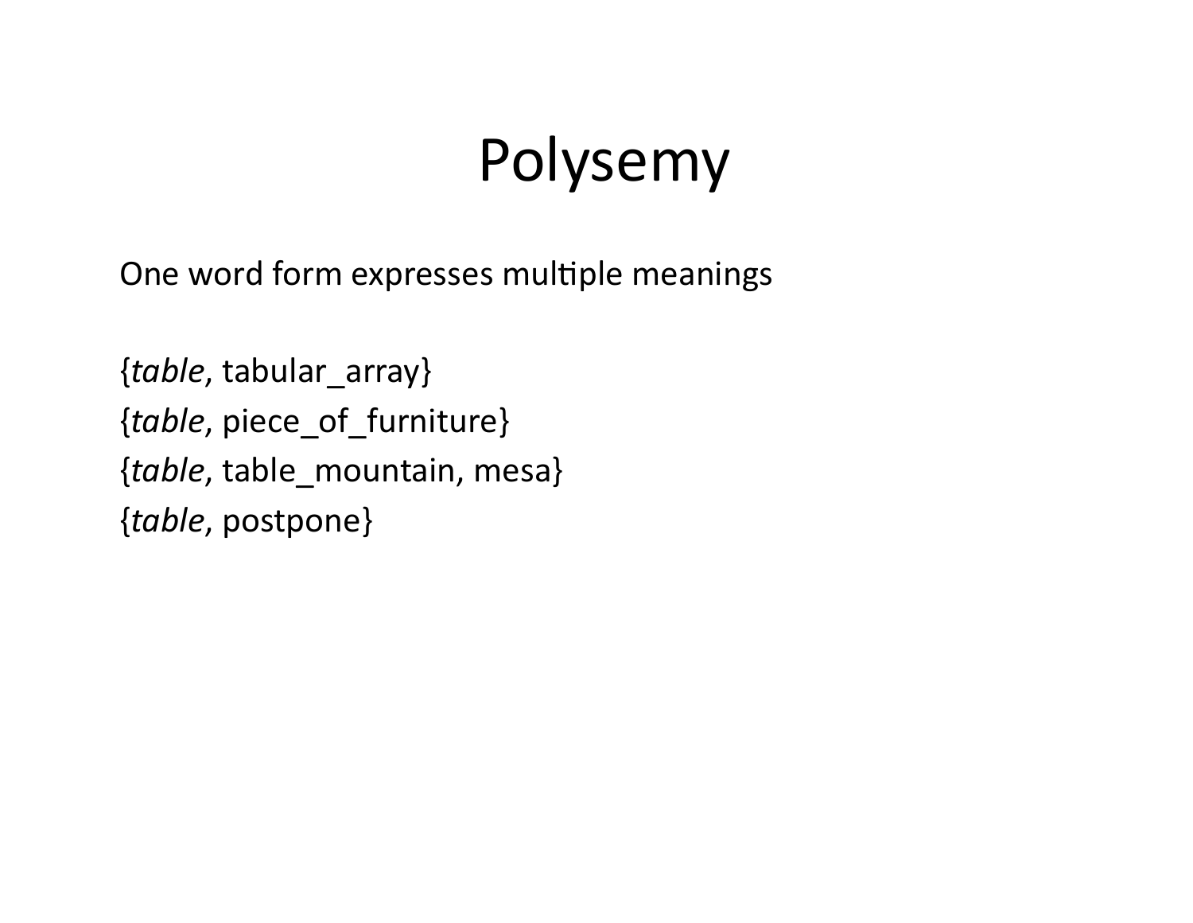# Polysemy

One word form expresses multiple meanings

{*table*, tabular_array}
{*table*, piece_of_furniture}
{*table*, table_mountain, mesa}
{*table*, postpone}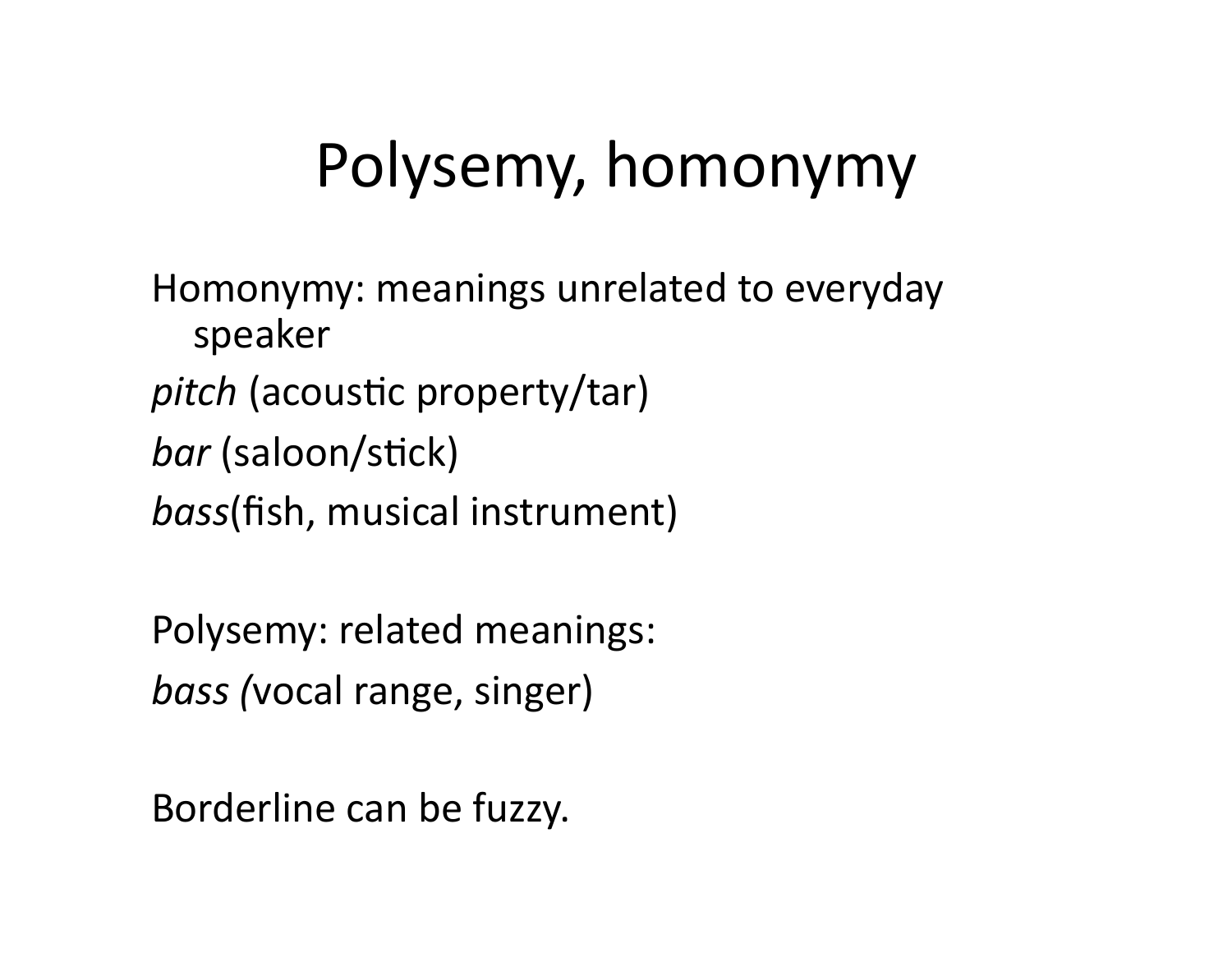# Polysemy, homonymy

Homonymy: meanings unrelated to everyday speaker

*pitch* (acoustic property/tar)

*bar* (saloon/stick)

*bass*(fish, musical instrument)

Polysemy: related meanings:

*bass (*vocal range, singer)

Borderline can be fuzzy.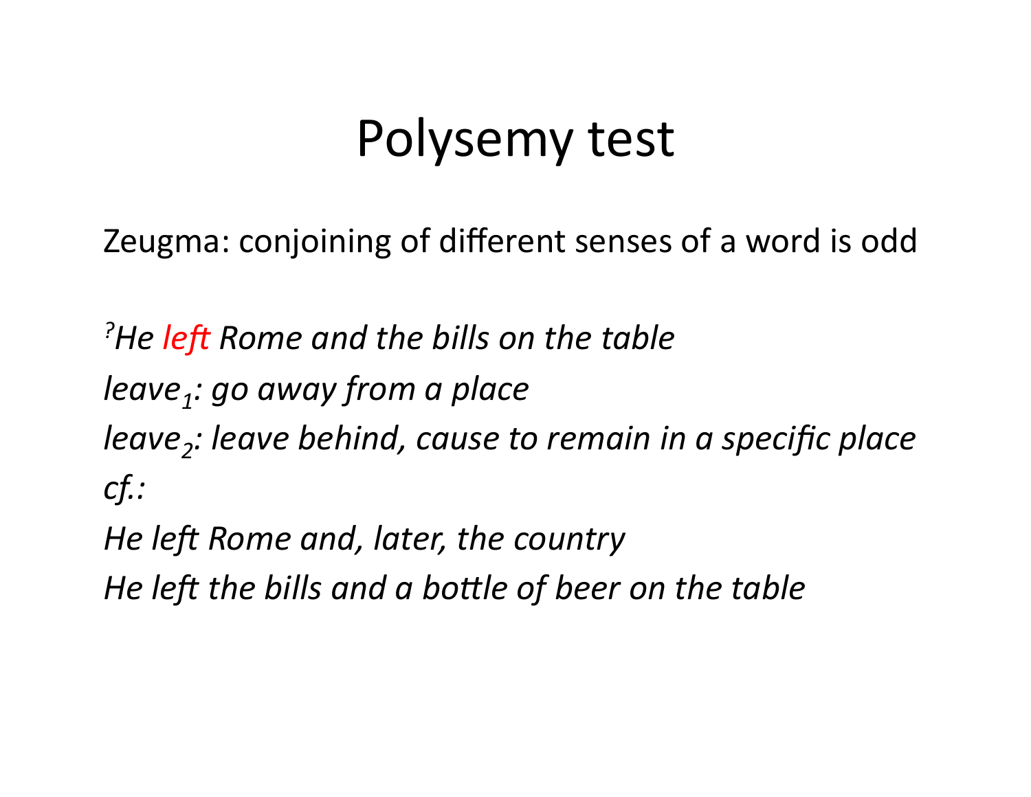# Polysemy test

Zeugma: conjoining of different senses of a word is odd

*[?]He left Rome and the bills on the table*

*$leave_1$: go away from a place*

*$leave_2$: leave behind, cause to remain in a specific place*

*cf.:*

*He left Rome and, later, the country*

*He left the bills and a bottle of beer on the table*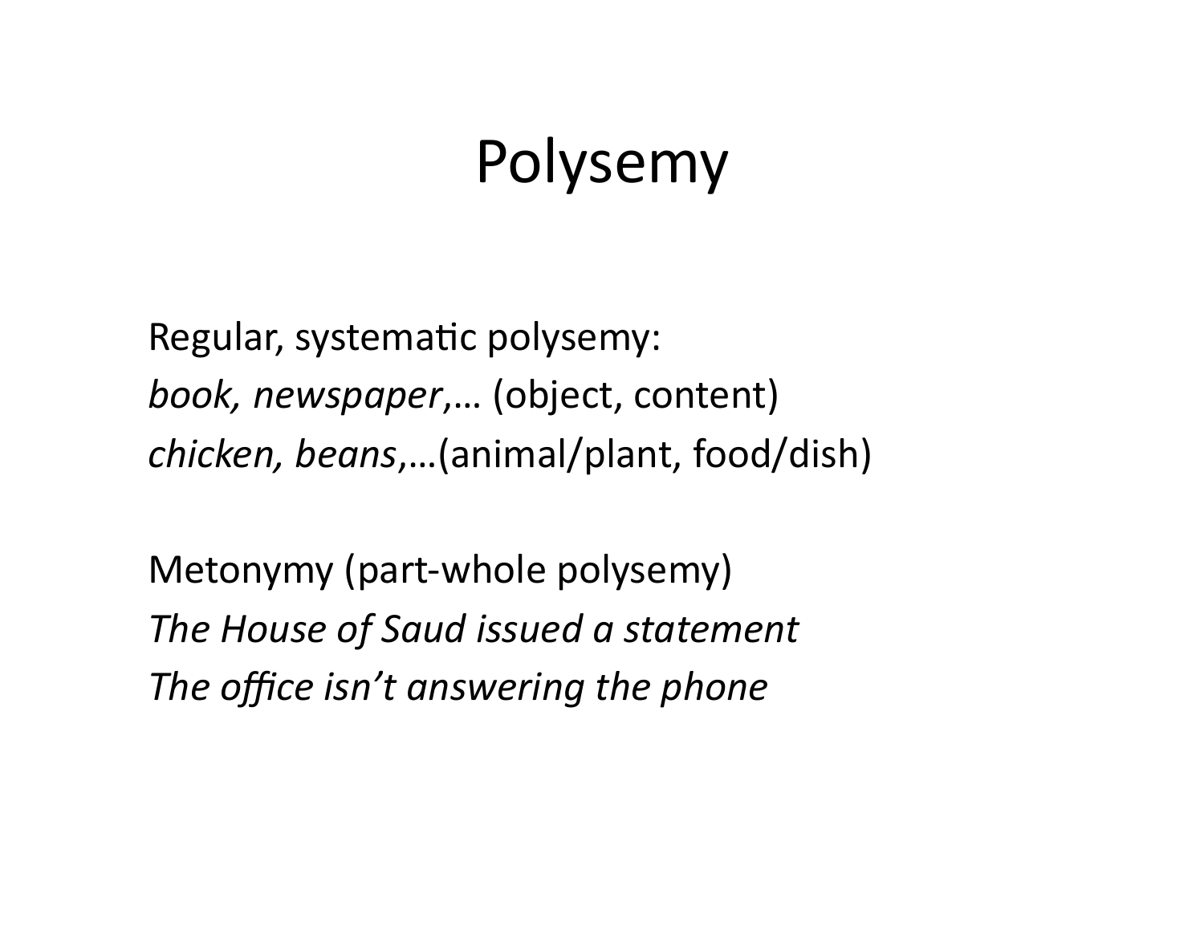# Polysemy

Regular, systematic polysemy:
*book, newspaper*,… (object, content)
*chicken, beans*,…(animal/plant, food/dish)

Metonymy (part-whole polysemy)
*The House of Saud issued a statement*
*The office isn't answering the phone*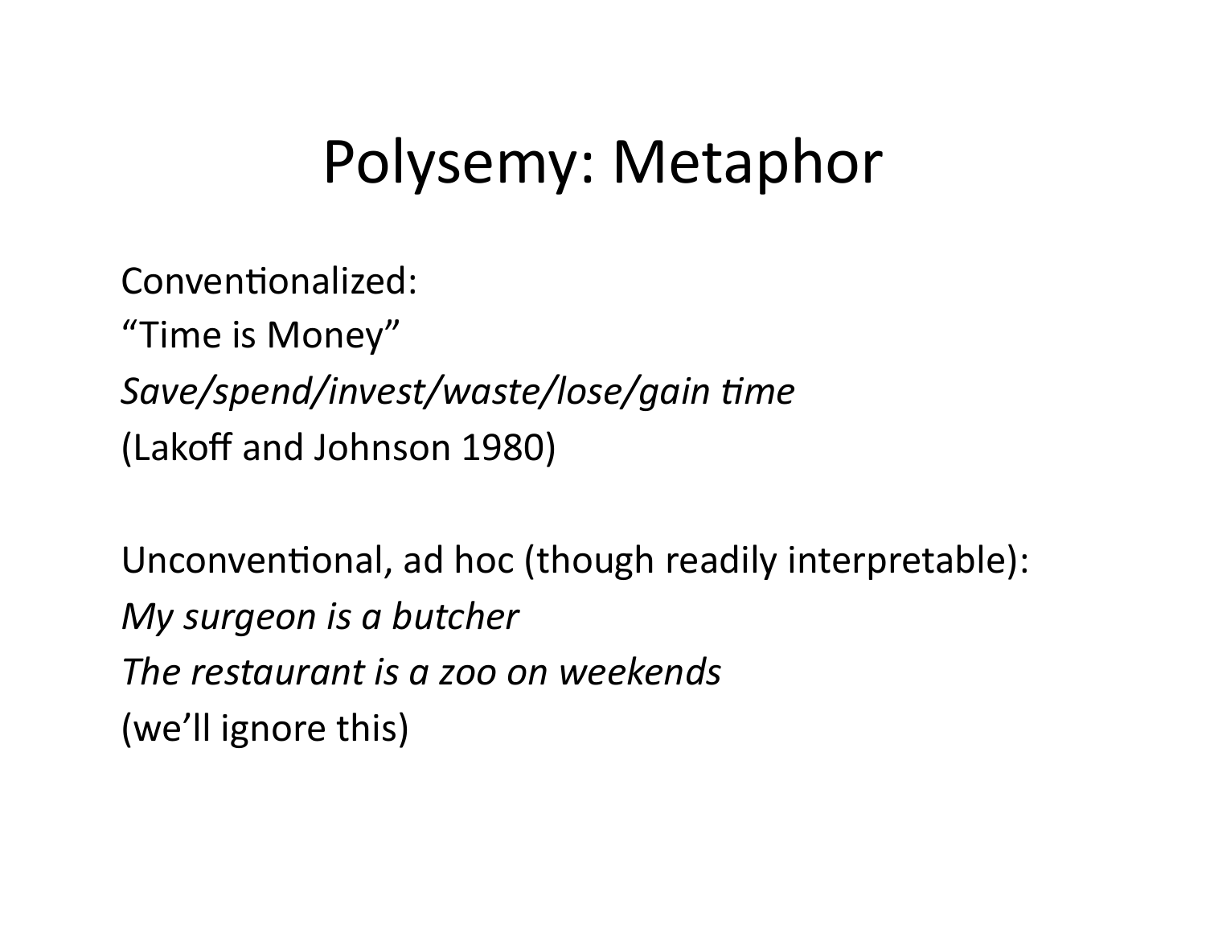# Polysemy: Metaphor

Conventionalized:
"Time is Money"
*Save/spend/invest/waste/lose/gain time*
(Lakoff and Johnson 1980)

Unconventional, ad hoc (though readily interpretable):
*My surgeon is a butcher*
*The restaurant is a zoo on weekends*
(we'll ignore this)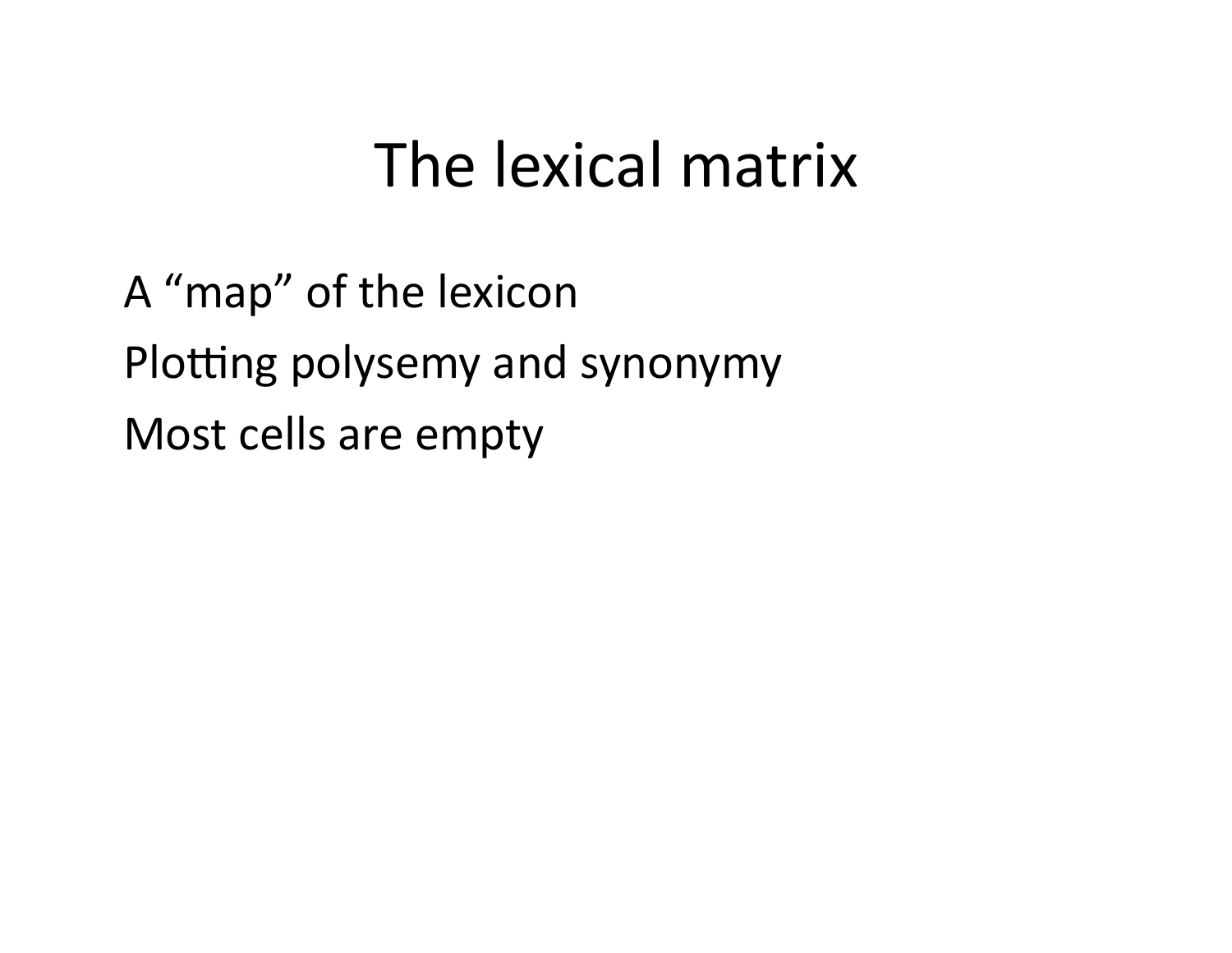# The lexical matrix

A “map” of the lexicon

Plotting polysemy and synonymy

Most cells are empty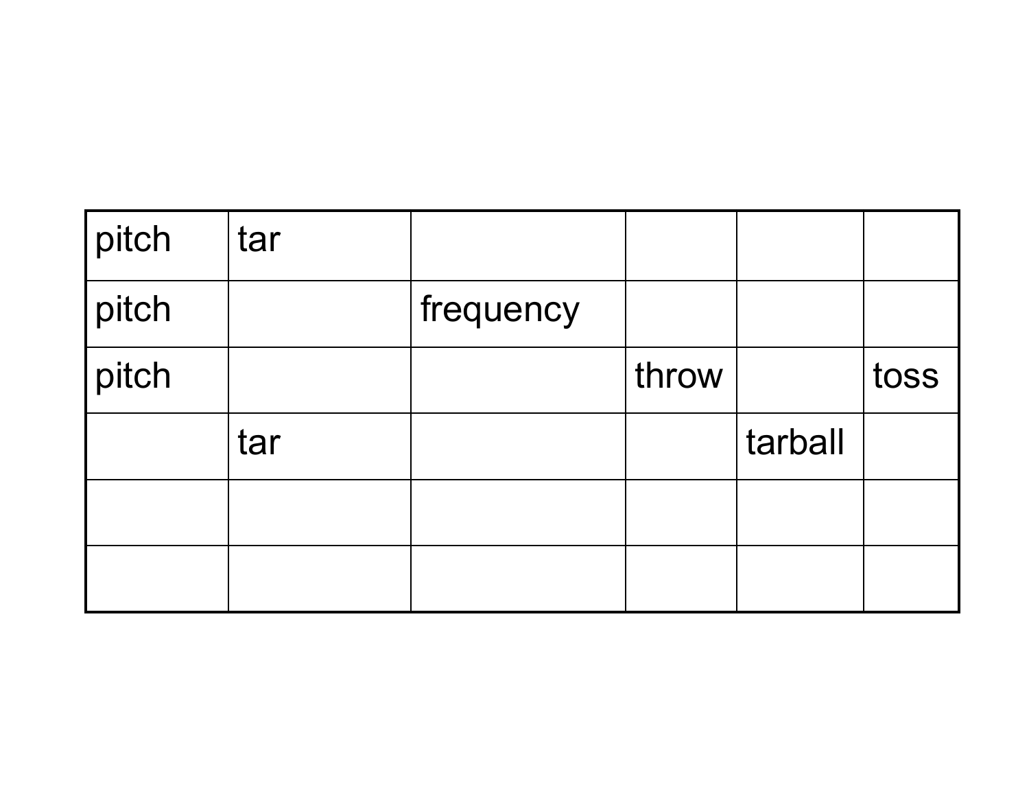| pitch | tar | | | | |
|---|---|---|---|---|---|
| pitch | | frequency | | | |
| pitch | | | throw | | toss |
| | tar | | | tarball | |
| | | | | | |
| | | | | | |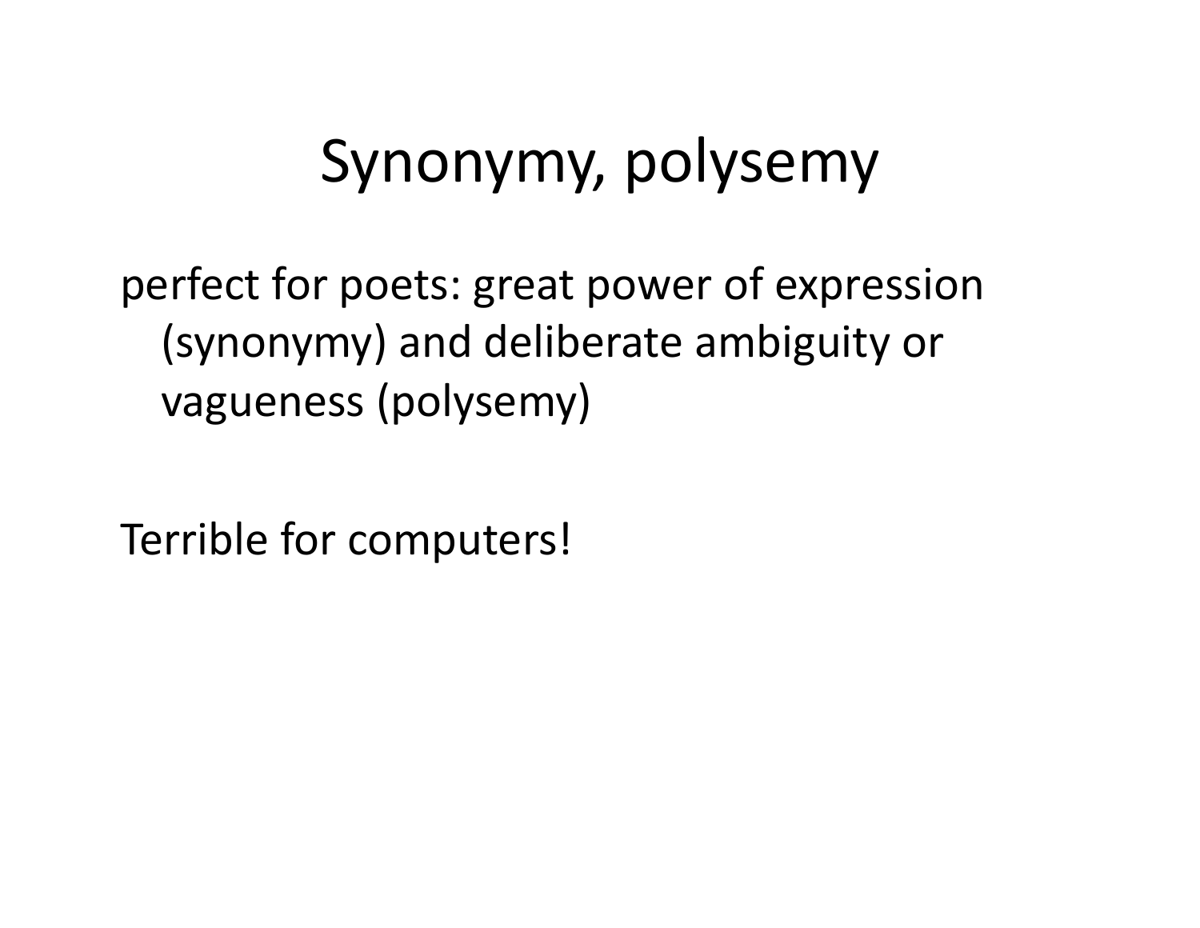# Synonymy, polysemy

perfect for poets: great power of expression (synonymy) and deliberate ambiguity or vagueness (polysemy)

Terrible for computers!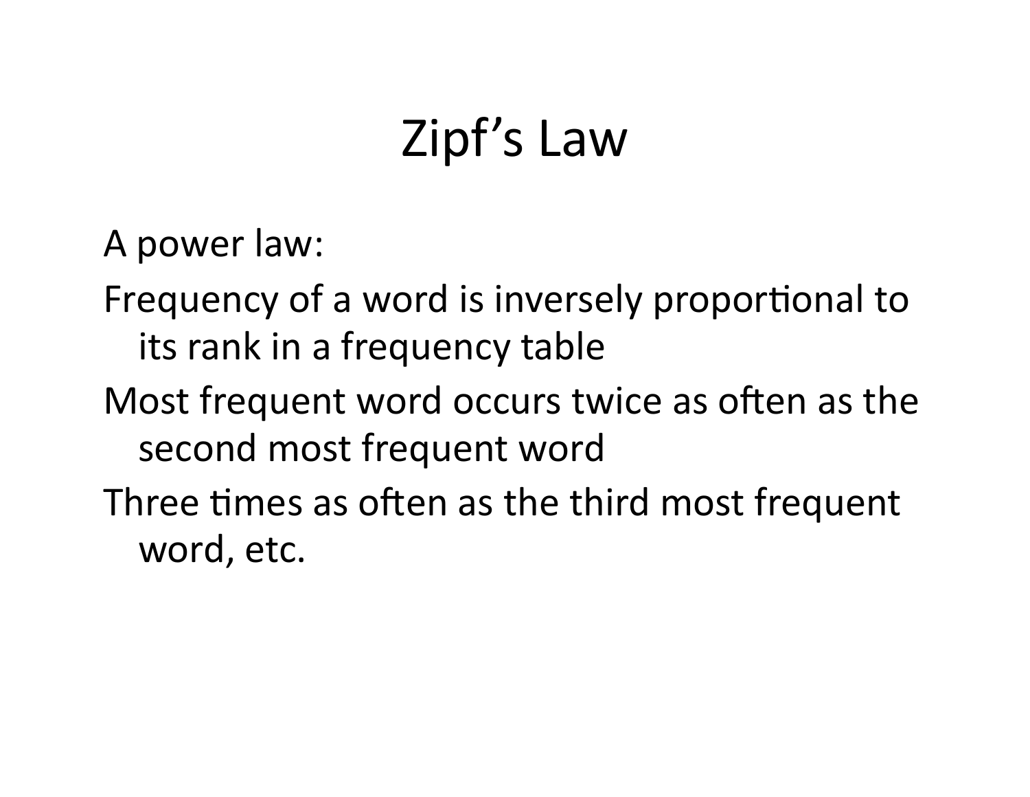# Zipf's Law

A power law:

Frequency of a word is inversely proportional to its rank in a frequency table

Most frequent word occurs twice as often as the second most frequent word

Three times as often as the third most frequent word, etc.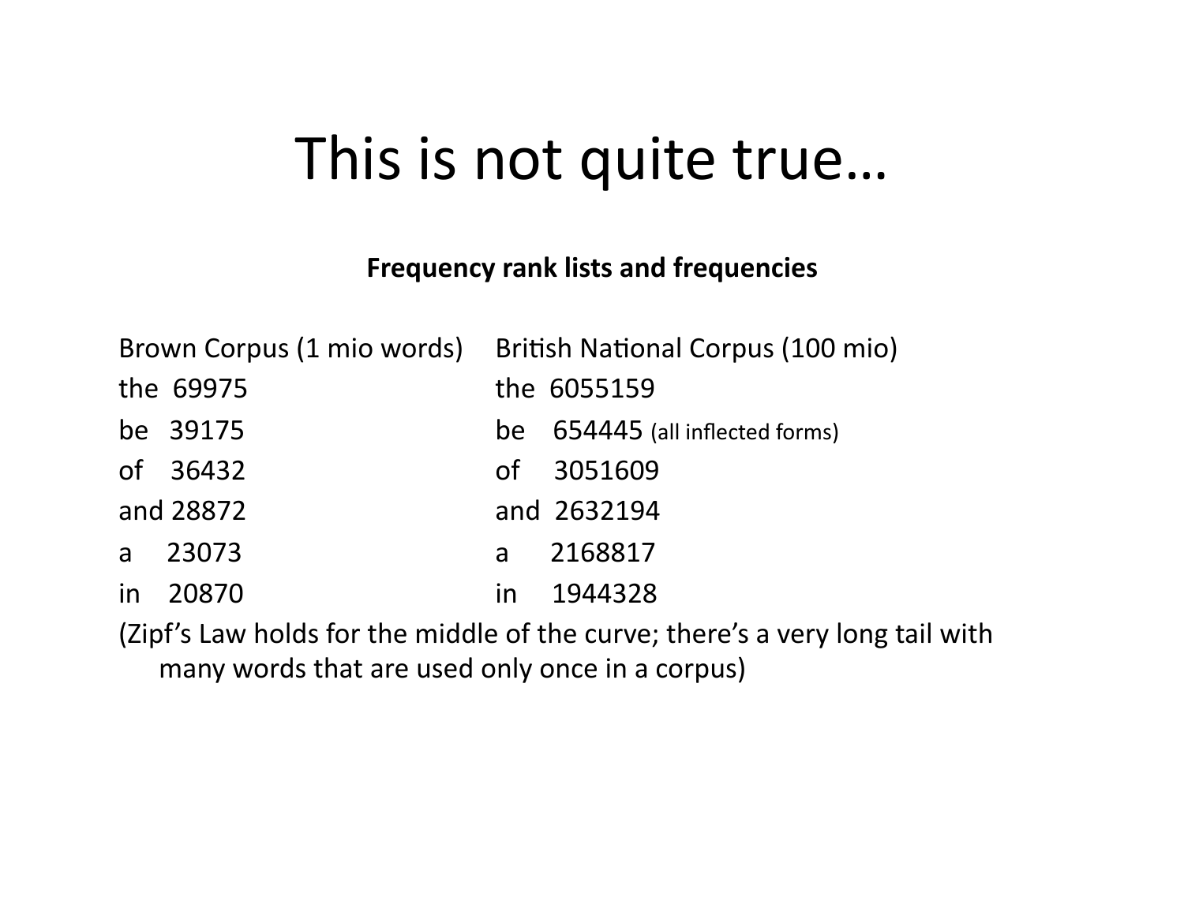# This is not quite true…

**Frequency rank lists and frequencies**

| Brown Corpus (1 mio words) | British National Corpus (100 mio) |
|---|---|
| the 69975 | the 6055159 |
| be 39175 | be 654445 (all inflected forms) |
| of 36432 | of 3051609 |
| and 28872 | and 2632194 |
| a 23073 | a 2168817 |
| in 20870 | in 1944328 |

(Zipf's Law holds for the middle of the curve; there's a very long tail with many words that are used only once in a corpus)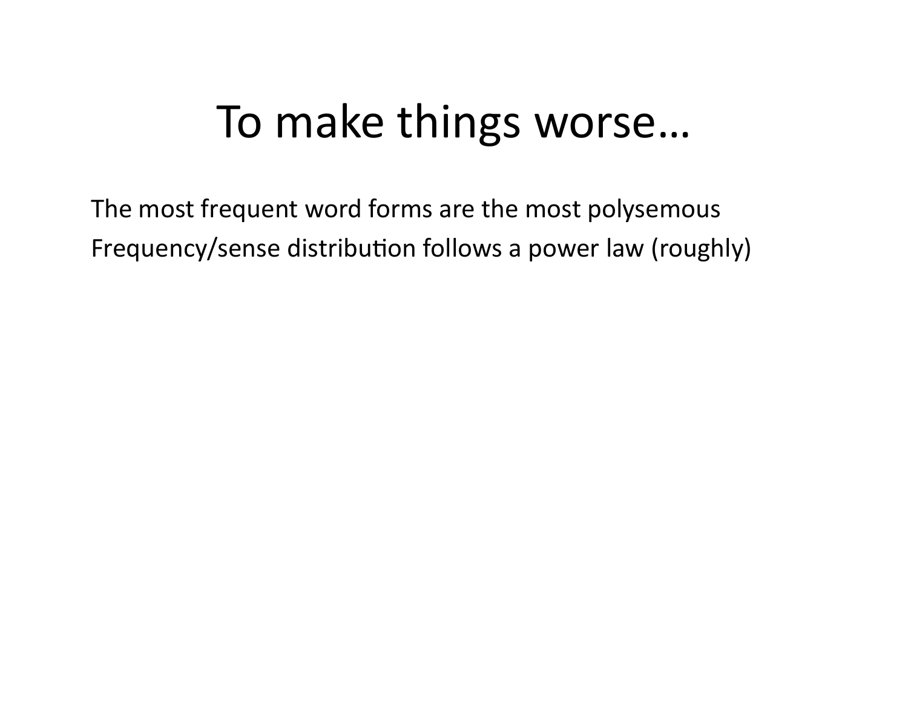# To make things worse…

The most frequent word forms are the most polysemous

Frequency/sense distribution follows a power law (roughly)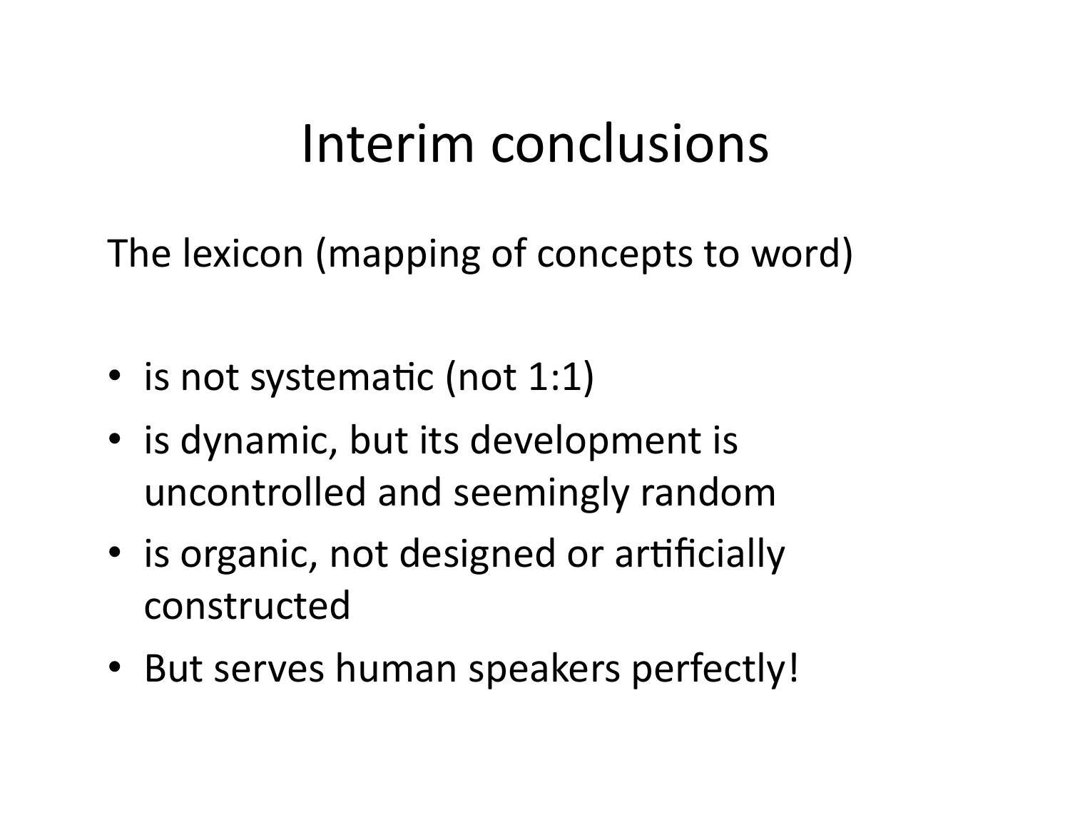# Interim conclusions

The lexicon (mapping of concepts to word)

- is not systematic (not 1:1)
- is dynamic, but its development is uncontrolled and seemingly random
- is organic, not designed or artificially constructed
- But serves human speakers perfectly!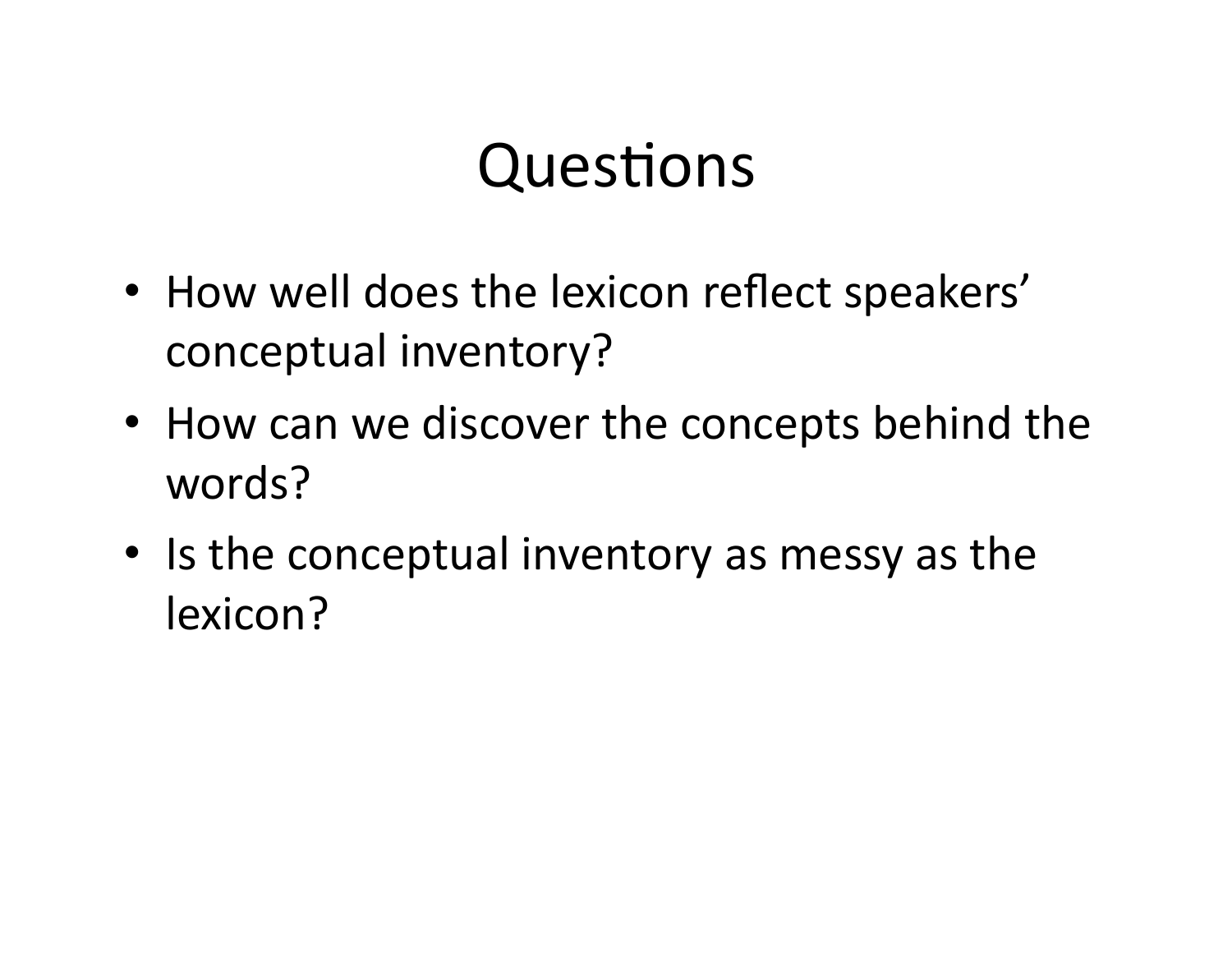# Questions

- How well does the lexicon reflect speakers' conceptual inventory?
- How can we discover the concepts behind the words?
- Is the conceptual inventory as messy as the lexicon?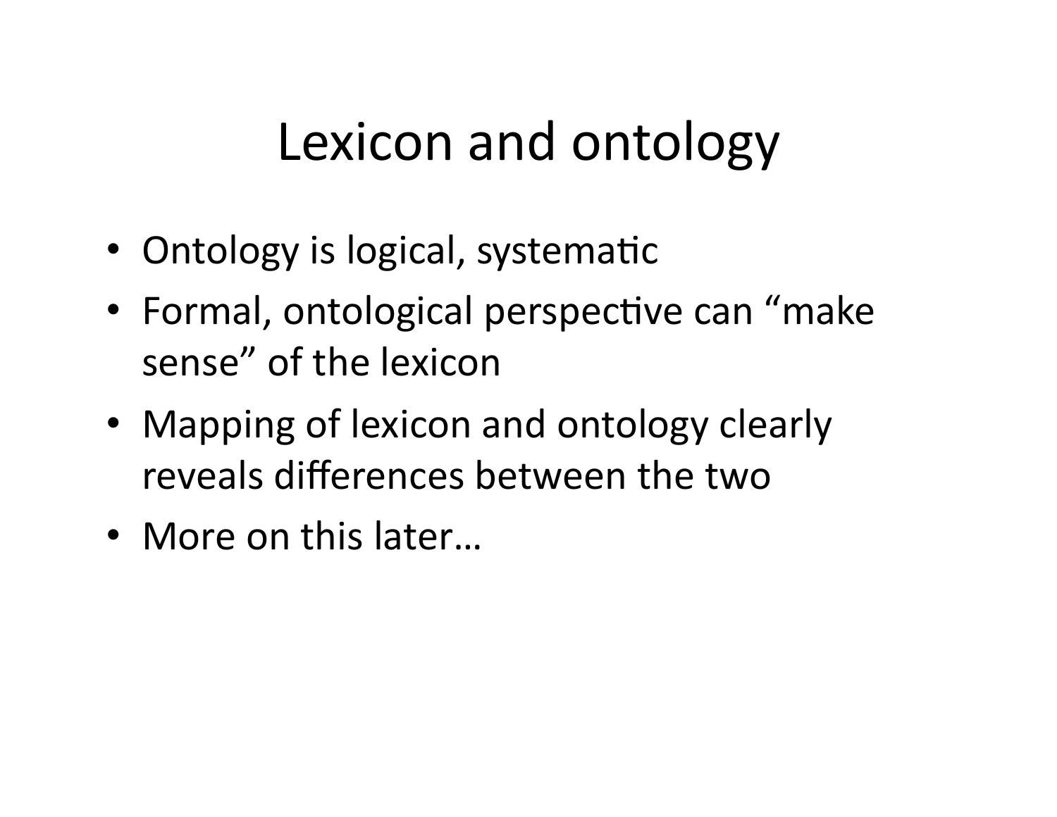# Lexicon and ontology

- Ontology is logical, systematic
- Formal, ontological perspective can "make sense" of the lexicon
- Mapping of lexicon and ontology clearly reveals differences between the two
- More on this later…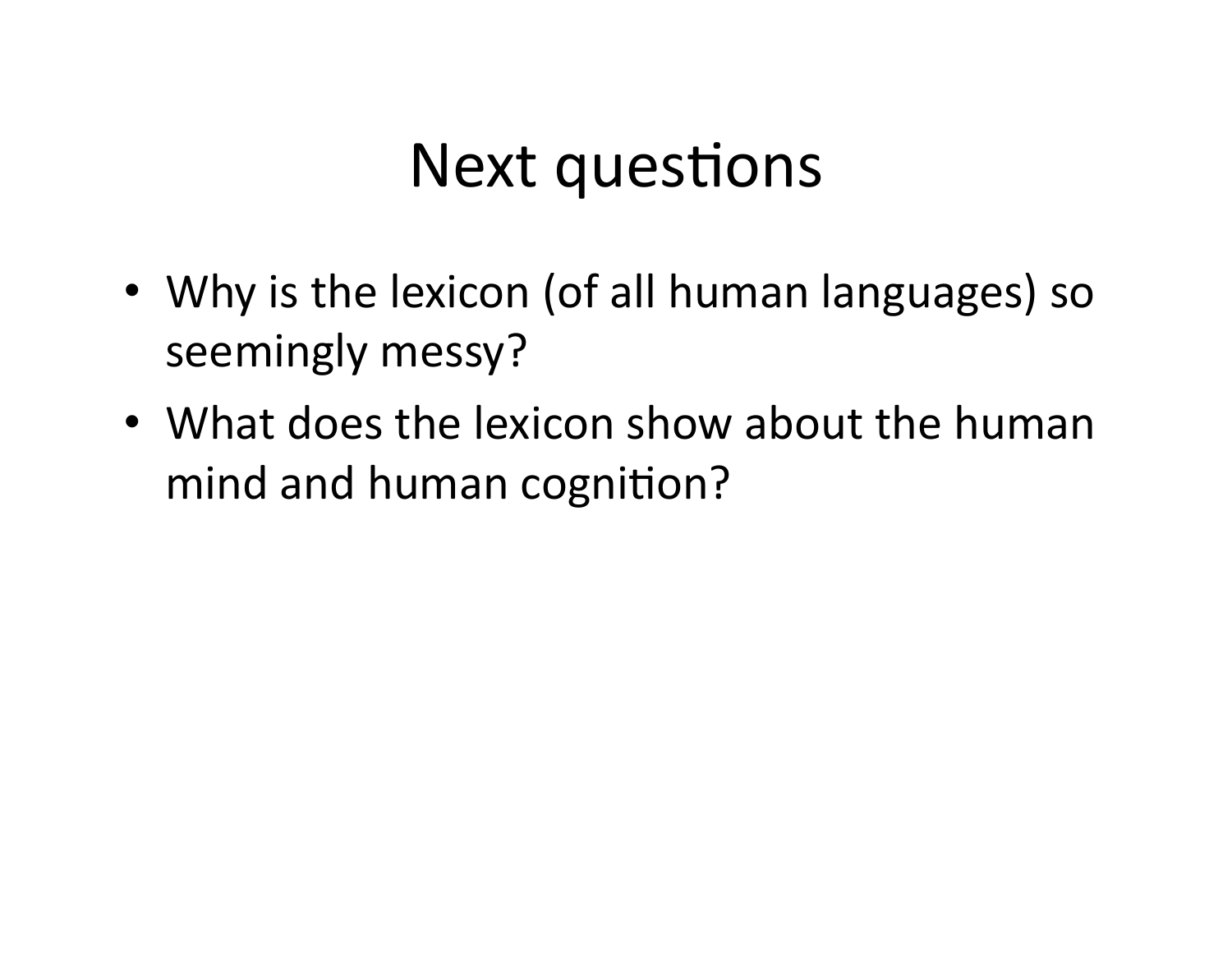# Next questions

- Why is the lexicon (of all human languages) so seemingly messy?
- What does the lexicon show about the human mind and human cognition?